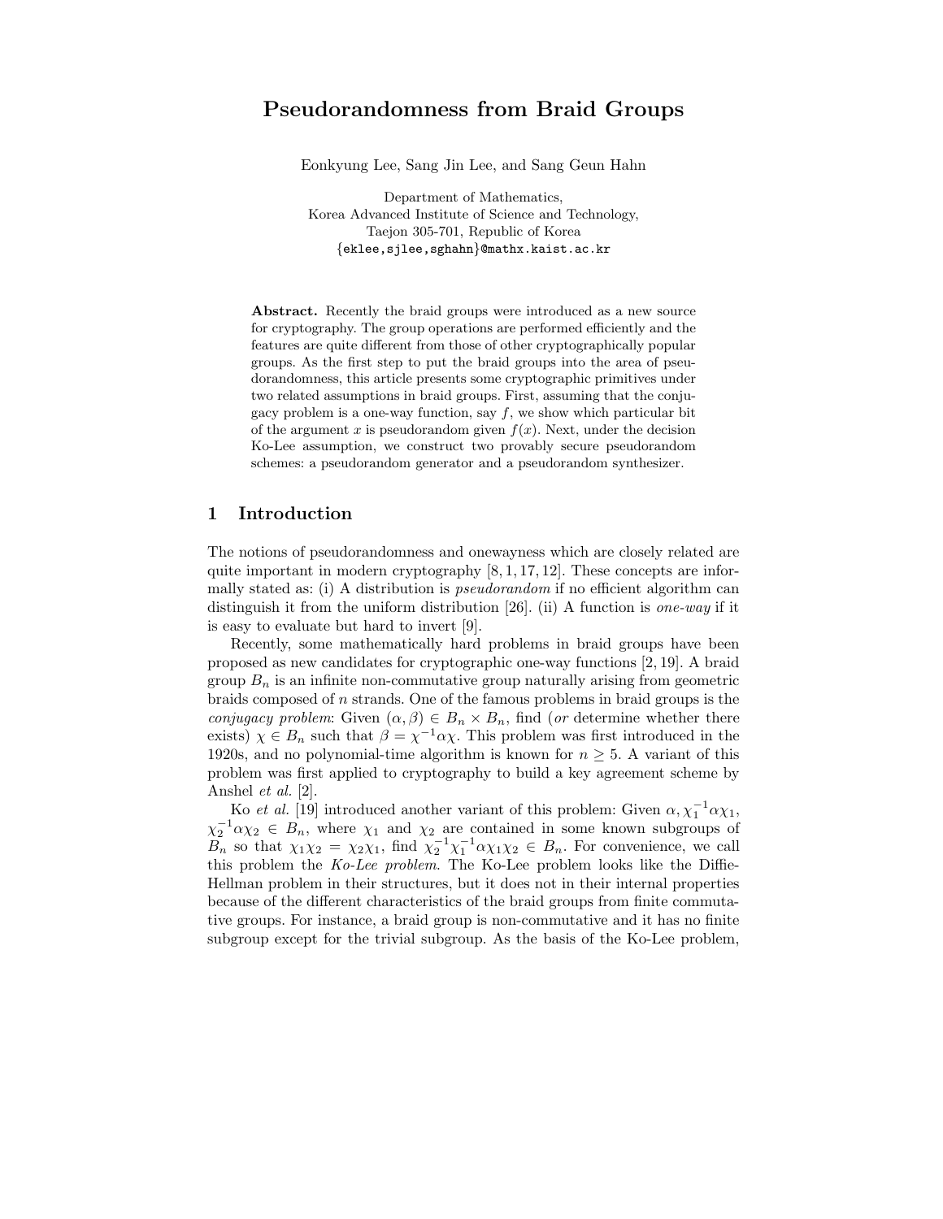# Pseudorandomness from Braid Groups

Eonkyung Lee, Sang Jin Lee, and Sang Geun Hahn

Department of Mathematics,
Korea Advanced Institute of Science and Technology,
Taejon 305-701, Republic of Korea
{eklee,sjlee,sghahn}@mathx.kaist.ac.kr

**Abstract.** Recently the braid groups were introduced as a new source for cryptography. The group operations are performed efficiently and the features are quite different from those of other cryptographically popular groups. As the first step to put the braid groups into the area of pseudorandomness, this article presents some cryptographic primitives under two related assumptions in braid groups. First, assuming that the conjugacy problem is a one-way function, say $f$, we show which particular bit of the argument $x$ is pseudorandom given $f(x)$. Next, under the decision Ko-Lee assumption, we construct two provably secure pseudorandom schemes: a pseudorandom generator and a pseudorandom synthesizer.

## 1 Introduction

The notions of pseudorandomness and onewayness which are closely related are quite important in modern cryptography [8, 1, 17, 12]. These concepts are informally stated as: (i) A distribution is *pseudorandom* if no efficient algorithm can distinguish it from the uniform distribution [26]. (ii) A function is *one-way* if it is easy to evaluate but hard to invert [9].

Recently, some mathematically hard problems in braid groups have been proposed as new candidates for cryptographic one-way functions [2, 19]. A braid group $B_n$ is an infinite non-commutative group naturally arising from geometric braids composed of $n$ strands. One of the famous problems in braid groups is the *conjugacy problem*: Given $(\alpha, \beta) \in B_n \times B_n$, find (*or* determine whether there exists) $\chi \in B_n$ such that $\beta = \chi^{-1}\alpha\chi$. This problem was first introduced in the 1920s, and no polynomial-time algorithm is known for $n \geq 5$. A variant of this problem was first applied to cryptography to build a key agreement scheme by Anshel *et al.* [2].

Ko *et al.* [19] introduced another variant of this problem: Given $\alpha, \chi_1^{-1}\alpha\chi_1$, $\chi_2^{-1}\alpha\chi_2 \in B_n$, where $\chi_1$ and $\chi_2$ are contained in some known subgroups of $B_n$ so that $\chi_1\chi_2 = \chi_2\chi_1$, find $\chi_2^{-1}\chi_1^{-1}\alpha\chi_1\chi_2 \in B_n$. For convenience, we call this problem the *Ko-Lee problem*. The Ko-Lee problem looks like the Diffie-Hellman problem in their structures, but it does not in their internal properties because of the different characteristics of the braid groups from finite commutative groups. For instance, a braid group is non-commutative and it has no finite subgroup except for the trivial subgroup. As the basis of the Ko-Lee problem,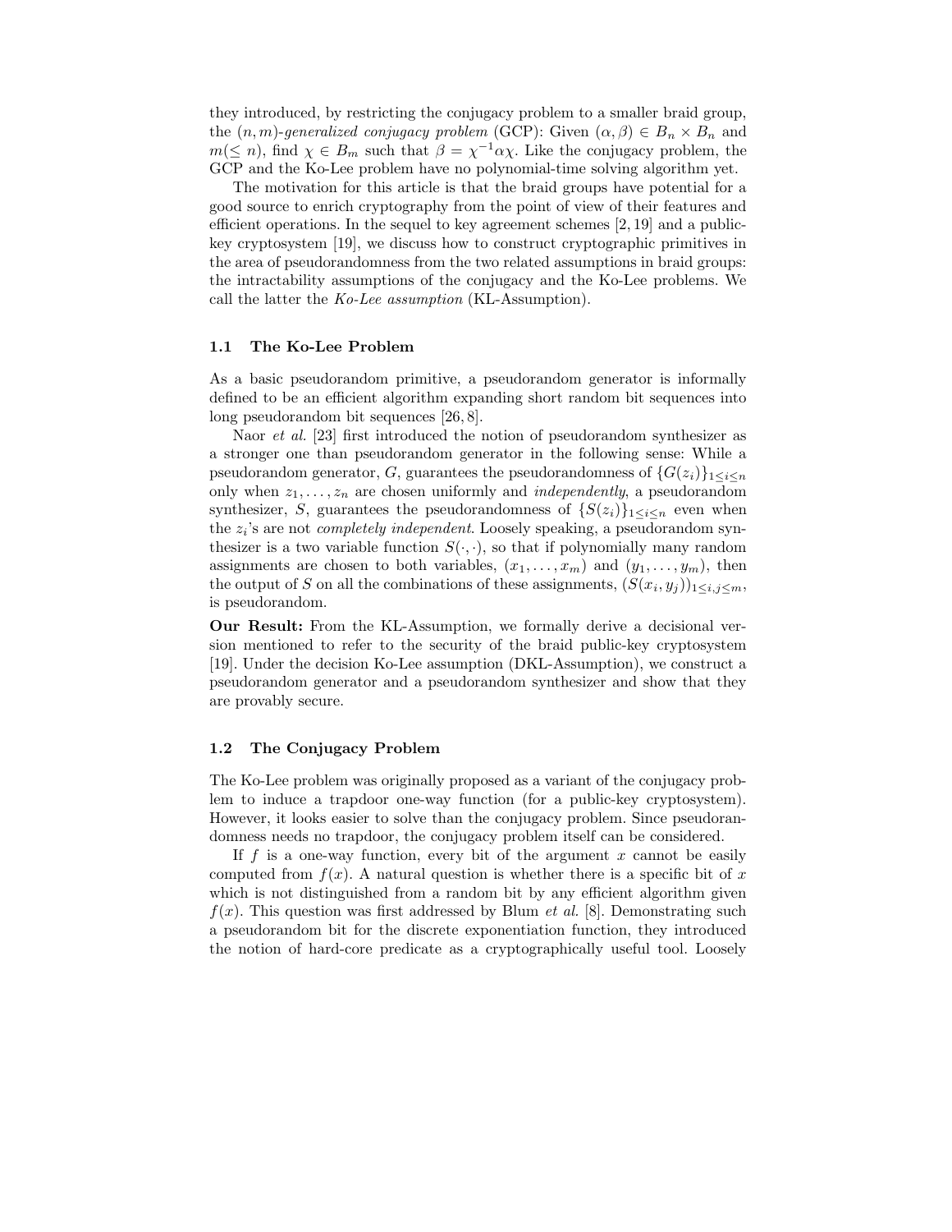they introduced, by restricting the conjugacy problem to a smaller braid group, the $(n, m)$-*generalized conjugacy problem* (GCP): Given $(\alpha, \beta) \in B_n \times B_n$ and $m(\leq n)$, find $\chi \in B_m$ such that $\beta = \chi^{-1}\alpha\chi$. Like the conjugacy problem, the GCP and the Ko-Lee problem have no polynomial-time solving algorithm yet.

The motivation for this article is that the braid groups have potential for a good source to enrich cryptography from the point of view of their features and efficient operations. In the sequel to key agreement schemes [2, 19] and a public-key cryptosystem [19], we discuss how to construct cryptographic primitives in the area of pseudorandomness from the two related assumptions in braid groups: the intractability assumptions of the conjugacy and the Ko-Lee problems. We call the latter the *Ko-Lee assumption* (KL-Assumption).

### 1.1 The Ko-Lee Problem

As a basic pseudorandom primitive, a pseudorandom generator is informally defined to be an efficient algorithm expanding short random bit sequences into long pseudorandom bit sequences [26, 8].

Naor *et al.* [23] first introduced the notion of pseudorandom synthesizer as a stronger one than pseudorandom generator in the following sense: While a pseudorandom generator, $G$, guarantees the pseudorandomness of $\{G(z_i)\}_{1 \leq i \leq n}$ only when $z_1, \ldots, z_n$ are chosen uniformly and *independently*, a pseudorandom synthesizer, $S$, guarantees the pseudorandomness of $\{S(z_i)\}_{1 \leq i \leq n}$ even when the $z_i$'s are not *completely independent*. Loosely speaking, a pseudorandom synthesizer is a two variable function $S(\cdot, \cdot)$, so that if polynomially many random assignments are chosen to both variables, $(x_1, \ldots, x_m)$ and $(y_1, \ldots, y_m)$, then the output of $S$ on all the combinations of these assignments, $(S(x_i, y_j))_{1 \leq i,j \leq m}$, is pseudorandom.

**Our Result:** From the KL-Assumption, we formally derive a decisional version mentioned to refer to the security of the braid public-key cryptosystem [19]. Under the decision Ko-Lee assumption (DKL-Assumption), we construct a pseudorandom generator and a pseudorandom synthesizer and show that they are provably secure.

### 1.2 The Conjugacy Problem

The Ko-Lee problem was originally proposed as a variant of the conjugacy problem to induce a trapdoor one-way function (for a public-key cryptosystem). However, it looks easier to solve than the conjugacy problem. Since pseudorandomness needs no trapdoor, the conjugacy problem itself can be considered.

If $f$ is a one-way function, every bit of the argument $x$ cannot be easily computed from $f(x)$. A natural question is whether there is a specific bit of $x$ which is not distinguished from a random bit by any efficient algorithm given $f(x)$. This question was first addressed by Blum *et al.* [8]. Demonstrating such a pseudorandom bit for the discrete exponentiation function, they introduced the notion of hard-core predicate as a cryptographically useful tool. Loosely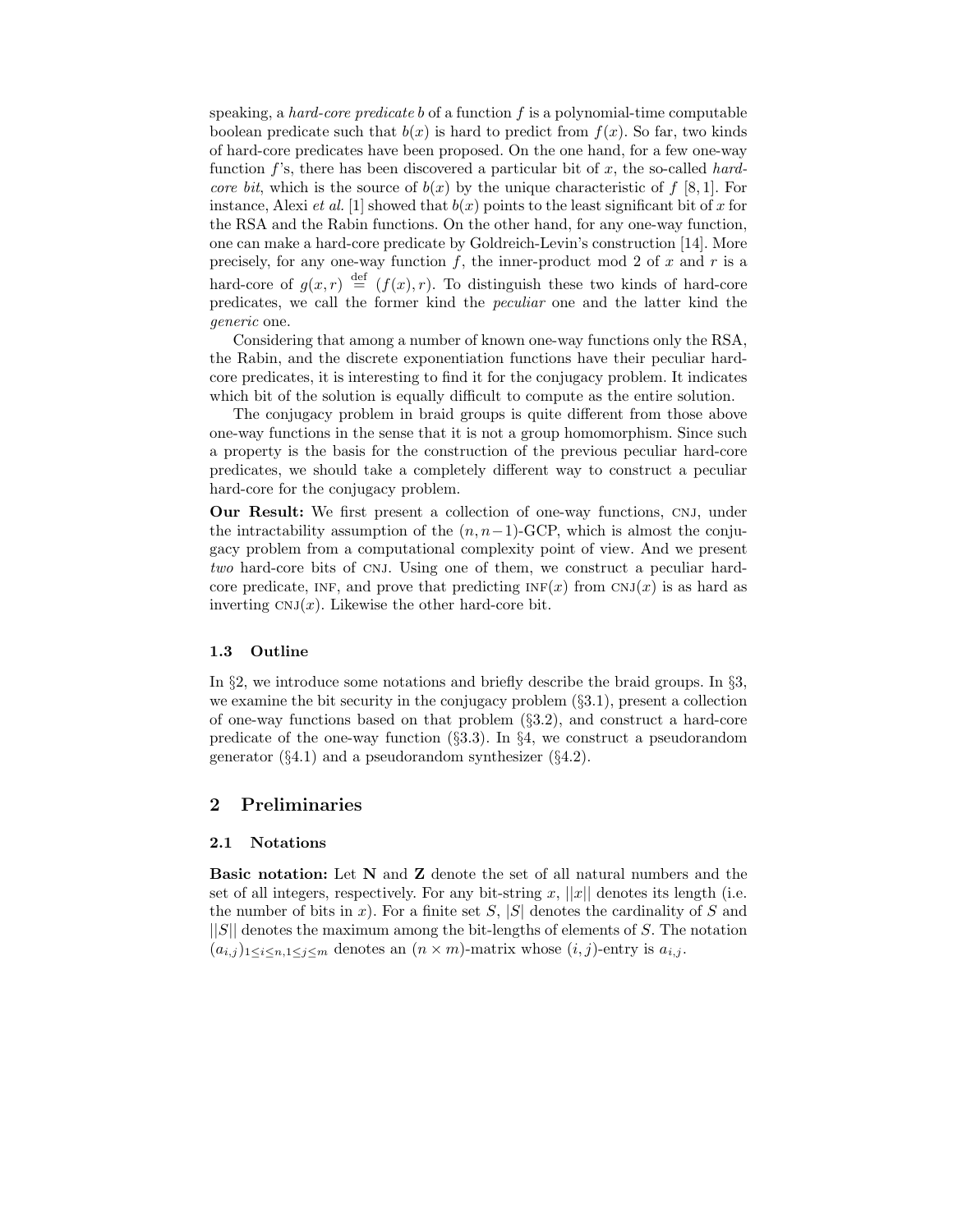speaking, a *hard-core predicate* $b$ of a function $f$ is a polynomial-time computable boolean predicate such that $b(x)$ is hard to predict from $f(x)$. So far, two kinds of hard-core predicates have been proposed. On the one hand, for a few one-way function $f$'s, there has been discovered a particular bit of $x$, the so-called *hard-core bit*, which is the source of $b(x)$ by the unique characteristic of $f$ [8, 1]. For instance, Alexi *et al.* [1] showed that $b(x)$ points to the least significant bit of $x$ for the RSA and the Rabin functions. On the other hand, for any one-way function, one can make a hard-core predicate by Goldreich-Levin's construction [14]. More precisely, for any one-way function $f$, the inner-product mod 2 of $x$ and $r$ is a hard-core of $g(x, r) \stackrel{\text{def}}{=} (f(x), r)$. To distinguish these two kinds of hard-core predicates, we call the former kind the *peculiar* one and the latter kind the *generic* one.

Considering that among a number of known one-way functions only the RSA, the Rabin, and the discrete exponentiation functions have their peculiar hard-core predicates, it is interesting to find it for the conjugacy problem. It indicates which bit of the solution is equally difficult to compute as the entire solution.

The conjugacy problem in braid groups is quite different from those above one-way functions in the sense that it is not a group homomorphism. Since such a property is the basis for the construction of the previous peculiar hard-core predicates, we should take a completely different way to construct a peculiar hard-core for the conjugacy problem.

**Our Result:** We first present a collection of one-way functions, CNJ, under the intractability assumption of the $(n, n-1)$-GCP, which is almost the conjugacy problem from a computational complexity point of view. And we present *two* hard-core bits of CNJ. Using one of them, we construct a peculiar hard-core predicate, INF, and prove that predicting $\text{INF}(x)$ from $\text{CNJ}(x)$ is as hard as inverting $\text{CNJ}(x)$. Likewise the other hard-core bit.

### 1.3 Outline

In §2, we introduce some notations and briefly describe the braid groups. In §3, we examine the bit security in the conjugacy problem (§3.1), present a collection of one-way functions based on that problem (§3.2), and construct a hard-core predicate of the one-way function (§3.3). In §4, we construct a pseudorandom generator (§4.1) and a pseudorandom synthesizer (§4.2).

## 2 Preliminaries

### 2.1 Notations

**Basic notation:** Let $\mathbf{N}$ and $\mathbf{Z}$ denote the set of all natural numbers and the set of all integers, respectively. For any bit-string $x$, $||x||$ denotes its length (i.e. the number of bits in $x$). For a finite set $S$, $|S|$ denotes the cardinality of $S$ and $||S||$ denotes the maximum among the bit-lengths of elements of $S$. The notation $(a_{i,j})_{1 \le i \le n, 1 \le j \le m}$ denotes an $(n \times m)$-matrix whose $(i, j)$-entry is $a_{i,j}$.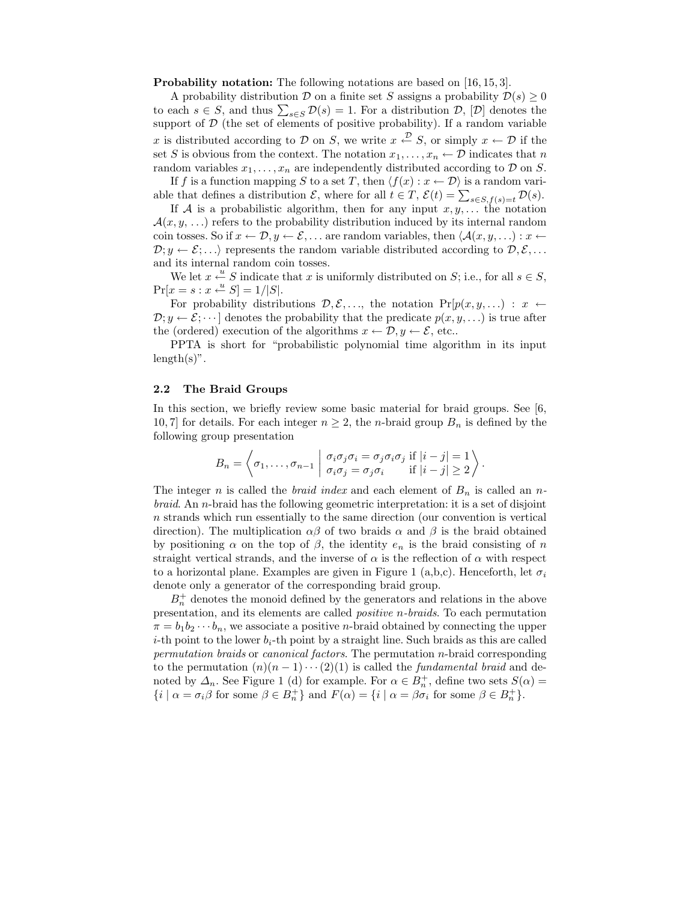**Probability notation:** The following notations are based on [16, 15, 3].

A probability distribution $\mathcal{D}$ on a finite set $S$ assigns a probability $\mathcal{D}(s) \geq 0$ to each $s \in S$, and thus $\sum_{s \in S} \mathcal{D}(s) = 1$. For a distribution $\mathcal{D}$, $[\mathcal{D}]$ denotes the support of $\mathcal{D}$ (the set of elements of positive probability). If a random variable $x$ is distributed according to $\mathcal{D}$ on $S$, we write $x \stackrel{\mathcal{D}}{\leftarrow} S$, or simply $x \leftarrow \mathcal{D}$ if the set $S$ is obvious from the context. The notation $x_1, \ldots, x_n \leftarrow \mathcal{D}$ indicates that $n$ random variables $x_1, \ldots, x_n$ are independently distributed according to $\mathcal{D}$ on $S$.

If $f$ is a function mapping $S$ to a set $T$, then $\langle f(x) : x \leftarrow \mathcal{D} \rangle$ is a random variable that defines a distribution $\mathcal{E}$, where for all $t \in T$, $\mathcal{E}(t) = \sum_{s \in S, f(s)=t} \mathcal{D}(s)$.

If $\mathcal{A}$ is a probabilistic algorithm, then for any input $x, y, \ldots$ the notation $\mathcal{A}(x, y, \ldots)$ refers to the probability distribution induced by its internal random coin tosses. So if $x \leftarrow \mathcal{D}, y \leftarrow \mathcal{E}, \ldots$ are random variables, then $\langle \mathcal{A}(x, y, \ldots) : x \leftarrow \mathcal{D}; y \leftarrow \mathcal{E}; \ldots \rangle$ represents the random variable distributed according to $\mathcal{D}, \mathcal{E}, \ldots$ and its internal random coin tosses.

We let $x \stackrel{u}{\leftarrow} S$ indicate that $x$ is uniformly distributed on $S$; i.e., for all $s \in S$, $\Pr[x = s : x \stackrel{u}{\leftarrow} S] = 1/|S|$.

For probability distributions $\mathcal{D}, \mathcal{E}, \ldots$, the notation $\Pr[p(x, y, \ldots) : x \leftarrow \mathcal{D}; y \leftarrow \mathcal{E}; \cdots]$ denotes the probability that the predicate $p(x, y, \ldots)$ is true after the (ordered) execution of the algorithms $x \leftarrow \mathcal{D}, y \leftarrow \mathcal{E}$, etc..

PPTA is short for "probabilistic polynomial time algorithm in its input length(s)".

## 2.2 The Braid Groups

In this section, we briefly review some basic material for braid groups. See [6, 10, 7] for details. For each integer $n \geq 2$, the $n$-braid group $B_n$ is defined by the following group presentation

$$B_n = \left\langle \sigma_1, \ldots, \sigma_{n-1} \;\middle|\; \begin{array}{ll} \sigma_i \sigma_j \sigma_i = \sigma_j \sigma_i \sigma_j & \text{if } |i-j| = 1 \\ \sigma_i \sigma_j = \sigma_j \sigma_i & \text{if } |i-j| \geq 2 \end{array} \right\rangle .$$

The integer $n$ is called the *braid index* and each element of $B_n$ is called an *n-braid*. An $n$-braid has the following geometric interpretation: it is a set of disjoint $n$ strands which run essentially to the same direction (our convention is vertical direction). The multiplication $\alpha\beta$ of two braids $\alpha$ and $\beta$ is the braid obtained by positioning $\alpha$ on the top of $\beta$, the identity $e_n$ is the braid consisting of $n$ straight vertical strands, and the inverse of $\alpha$ is the reflection of $\alpha$ with respect to a horizontal plane. Examples are given in Figure 1 (a,b,c). Henceforth, let $\sigma_i$ denote only a generator of the corresponding braid group.

$B_n^+$ denotes the monoid defined by the generators and relations in the above presentation, and its elements are called *positive n-braids*. To each permutation $\pi = b_1 b_2 \cdots b_n$, we associate a positive $n$-braid obtained by connecting the upper $i$-th point to the lower $b_i$-th point by a straight line. Such braids as this are called *permutation braids* or *canonical factors*. The permutation $n$-braid corresponding to the permutation $(n)(n-1)\cdots(2)(1)$ is called the *fundamental braid* and denoted by $\Delta_n$. See Figure 1 (d) for example. For $\alpha \in B_n^+$, define two sets $S(\alpha) = \{i \mid \alpha = \sigma_i \beta \text{ for some } \beta \in B_n^+\}$ and $F(\alpha) = \{i \mid \alpha = \beta \sigma_i \text{ for some } \beta \in B_n^+\}$.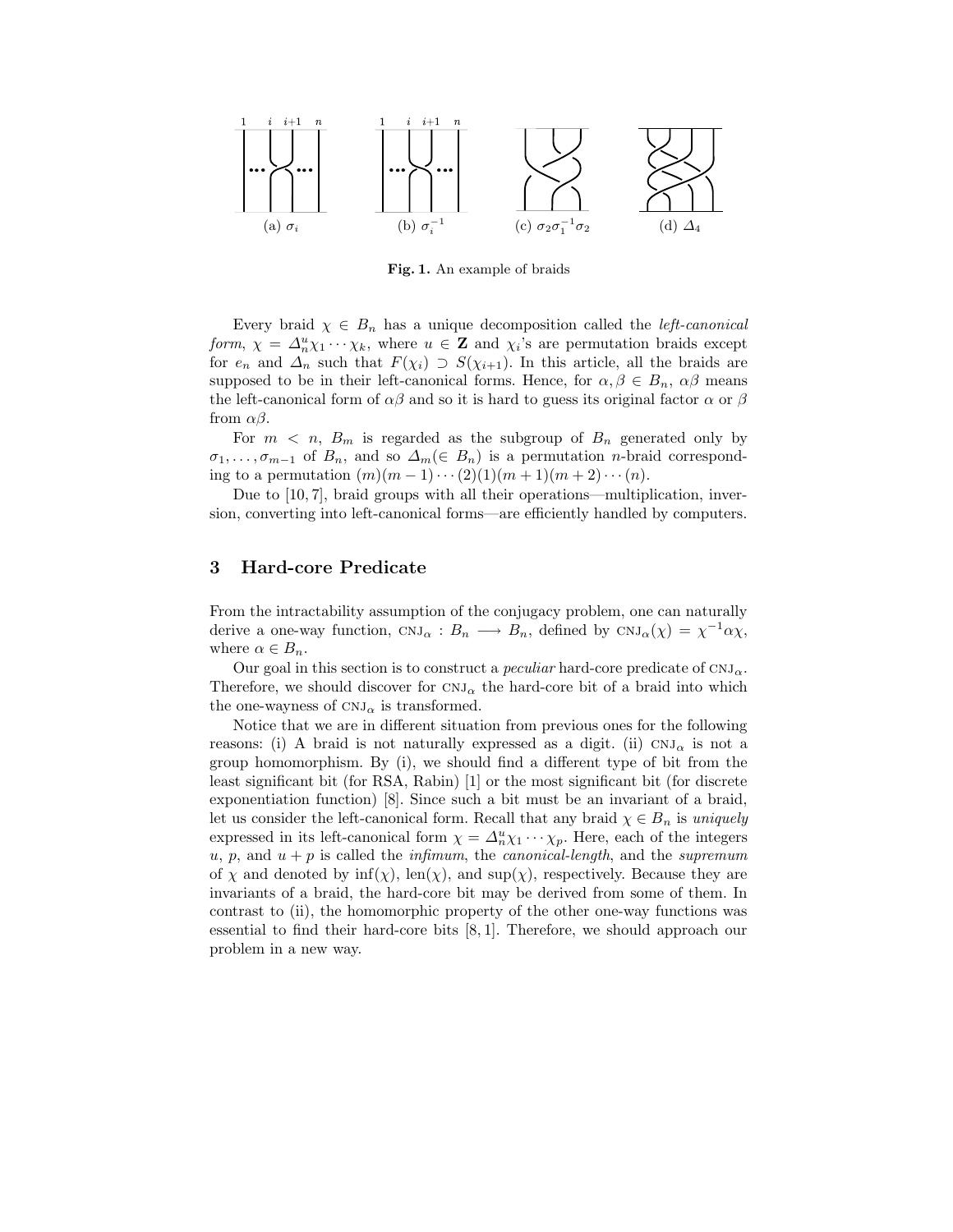(a) $\sigma_i$ (b) $\sigma_i^{-1}$ (c) $\sigma_2\sigma_1^{-1}\sigma_2$ (d) $\Delta_4$

**Fig. 1.** An example of braids

Every braid $\chi \in B_n$ has a unique decomposition called the *left-canonical form*, $\chi = \Delta_n^u \chi_1 \cdots \chi_k$, where $u \in \mathbf{Z}$ and $\chi_i$'s are permutation braids except for $e_n$ and $\Delta_n$ such that $F(\chi_i) \supset S(\chi_{i+1})$. In this article, all the braids are supposed to be in their left-canonical forms. Hence, for $\alpha, \beta \in B_n$, $\alpha\beta$ means the left-canonical form of $\alpha\beta$ and so it is hard to guess its original factor $\alpha$ or $\beta$ from $\alpha\beta$.

For $m < n$, $B_m$ is regarded as the subgroup of $B_n$ generated only by $\sigma_1, \ldots, \sigma_{m-1}$ of $B_n$, and so $\Delta_m (\in B_n)$ is a permutation $n$-braid corresponding to a permutation $(m)(m-1)\cdots(2)(1)(m+1)(m+2)\cdots(n)$.

Due to [10, 7], braid groups with all their operations—multiplication, inversion, converting into left-canonical forms—are efficiently handled by computers.

## 3 Hard-core Predicate

From the intractability assumption of the conjugacy problem, one can naturally derive a one-way function, $\text{CNJ}_\alpha : B_n \longrightarrow B_n$, defined by $\text{CNJ}_\alpha(\chi) = \chi^{-1}\alpha\chi$, where $\alpha \in B_n$.

Our goal in this section is to construct a *peculiar* hard-core predicate of $\text{CNJ}_\alpha$. Therefore, we should discover for $\text{CNJ}_\alpha$ the hard-core bit of a braid into which the one-wayness of $\text{CNJ}_\alpha$ is transformed.

Notice that we are in different situation from previous ones for the following reasons: (i) A braid is not naturally expressed as a digit. (ii) $\text{CNJ}_\alpha$ is not a group homomorphism. By (i), we should find a different type of bit from the least significant bit (for RSA, Rabin) [1] or the most significant bit (for discrete exponentiation function) [8]. Since such a bit must be an invariant of a braid, let us consider the left-canonical form. Recall that any braid $\chi \in B_n$ is *uniquely* expressed in its left-canonical form $\chi = \Delta_n^u \chi_1 \cdots \chi_p$. Here, each of the integers $u$, $p$, and $u + p$ is called the *infimum*, the *canonical-length*, and the *supremum* of $\chi$ and denoted by $\inf(\chi)$, $\text{len}(\chi)$, and $\sup(\chi)$, respectively. Because they are invariants of a braid, the hard-core bit may be derived from some of them. In contrast to (ii), the homomorphic property of the other one-way functions was essential to find their hard-core bits [8, 1]. Therefore, we should approach our problem in a new way.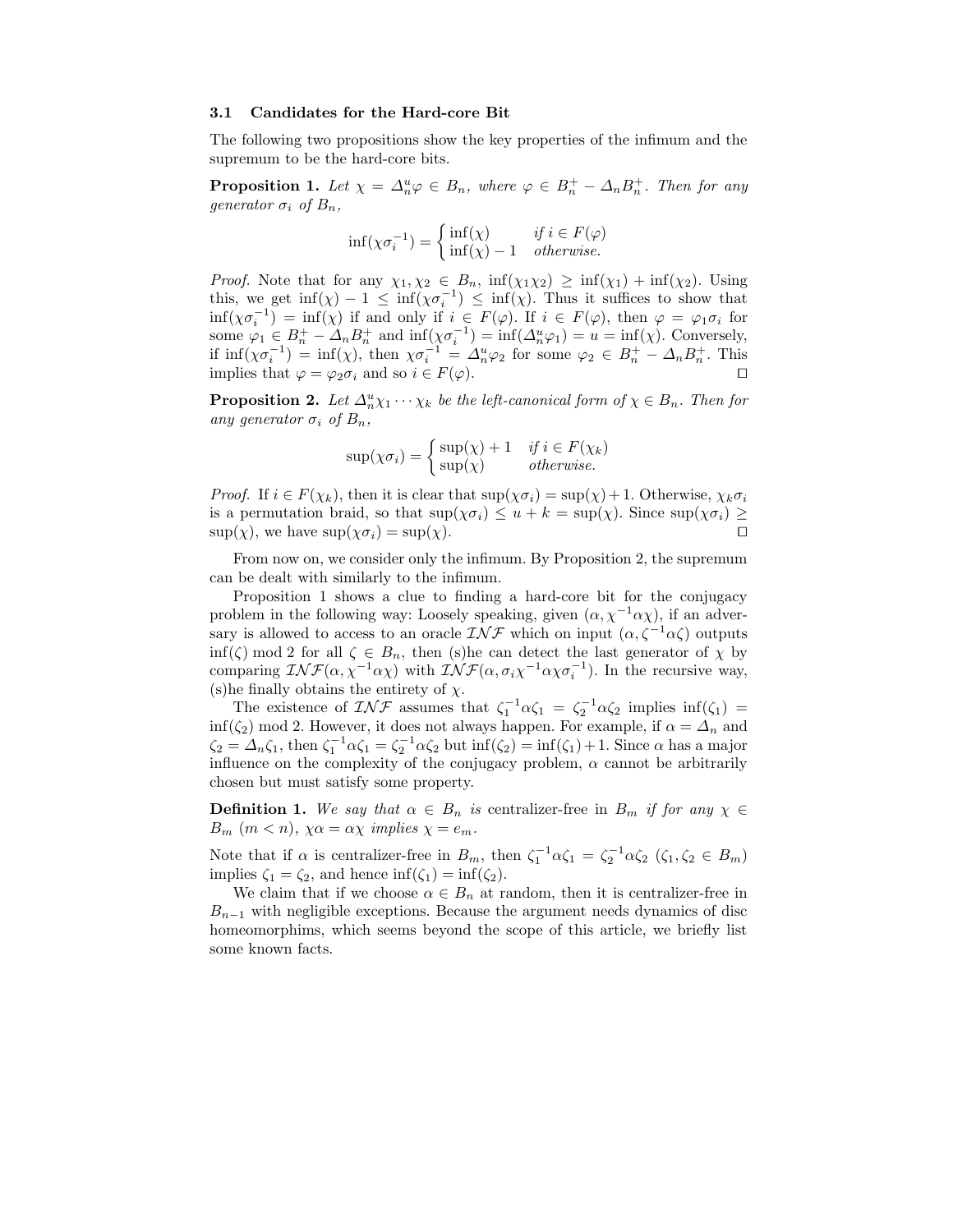### 3.1 Candidates for the Hard-core Bit

The following two propositions show the key properties of the infimum and the supremum to be the hard-core bits.

**Proposition 1.** *Let $\chi = \Delta_n^u \varphi \in B_n$, where $\varphi \in B_n^+ - \Delta_n B_n^+$. Then for any generator $\sigma_i$ of $B_n$,*

$$\inf(\chi\sigma_i^{-1}) = \begin{cases} \inf(\chi) & \textit{if } i \in F(\varphi) \\ \inf(\chi) - 1 & \textit{otherwise.} \end{cases}$$

*Proof.* Note that for any $\chi_1, \chi_2 \in B_n$, $\inf(\chi_1\chi_2) \geq \inf(\chi_1) + \inf(\chi_2)$. Using this, we get $\inf(\chi) - 1 \leq \inf(\chi\sigma_i^{-1}) \leq \inf(\chi)$. Thus it suffices to show that $\inf(\chi\sigma_i^{-1}) = \inf(\chi)$ if and only if $i \in F(\varphi)$. If $i \in F(\varphi)$, then $\varphi = \varphi_1\sigma_i$ for some $\varphi_1 \in B_n^+ - \Delta_n B_n^+$ and $\inf(\chi\sigma_i^{-1}) = \inf(\Delta_n^u\varphi_1) = u = \inf(\chi)$. Conversely, if $\inf(\chi\sigma_i^{-1}) = \inf(\chi)$, then $\chi\sigma_i^{-1} = \Delta_n^u\varphi_2$ for some $\varphi_2 \in B_n^+ - \Delta_n B_n^+$. This implies that $\varphi = \varphi_2\sigma_i$ and so $i \in F(\varphi)$. ◻

**Proposition 2.** *Let $\Delta_n^u\chi_1\cdots\chi_k$ be the left-canonical form of $\chi \in B_n$. Then for any generator $\sigma_i$ of $B_n$,*

$$\sup(\chi\sigma_i) = \begin{cases} \sup(\chi) + 1 & \textit{if } i \in F(\chi_k) \\ \sup(\chi) & \textit{otherwise.} \end{cases}$$

*Proof.* If $i \in F(\chi_k)$, then it is clear that $\sup(\chi\sigma_i) = \sup(\chi) + 1$. Otherwise, $\chi_k\sigma_i$ is a permutation braid, so that $\sup(\chi\sigma_i) \leq u + k = \sup(\chi)$. Since $\sup(\chi\sigma_i) \geq \sup(\chi)$, we have $\sup(\chi\sigma_i) = \sup(\chi)$. ◻

From now on, we consider only the infimum. By Proposition 2, the supremum can be dealt with similarly to the infimum.

Proposition 1 shows a clue to finding a hard-core bit for the conjugacy problem in the following way: Loosely speaking, given $(\alpha, \chi^{-1}\alpha\chi)$, if an adversary is allowed to access to an oracle $\mathcal{INF}$ which on input $(\alpha, \zeta^{-1}\alpha\zeta)$ outputs $\inf(\zeta) \bmod 2$ for all $\zeta \in B_n$, then (s)he can detect the last generator of $\chi$ by comparing $\mathcal{INF}(\alpha, \chi^{-1}\alpha\chi)$ with $\mathcal{INF}(\alpha, \sigma_i\chi^{-1}\alpha\chi\sigma_i^{-1})$. In the recursive way, (s)he finally obtains the entirety of $\chi$.

The existence of $\mathcal{INF}$ assumes that $\zeta_1^{-1}\alpha\zeta_1 = \zeta_2^{-1}\alpha\zeta_2$ implies $\inf(\zeta_1) = \inf(\zeta_2) \bmod 2$. However, it does not always happen. For example, if $\alpha = \Delta_n$ and $\zeta_2 = \Delta_n\zeta_1$, then $\zeta_1^{-1}\alpha\zeta_1 = \zeta_2^{-1}\alpha\zeta_2$ but $\inf(\zeta_2) = \inf(\zeta_1) + 1$. Since $\alpha$ has a major influence on the complexity of the conjugacy problem, $\alpha$ cannot be arbitrarily chosen but must satisfy some property.

**Definition 1.** *We say that $\alpha \in B_n$ is* centralizer-free *in $B_m$ if for any $\chi \in B_m$ $(m < n)$, $\chi\alpha = \alpha\chi$ implies $\chi = e_m$.*

Note that if $\alpha$ is centralizer-free in $B_m$, then $\zeta_1^{-1}\alpha\zeta_1 = \zeta_2^{-1}\alpha\zeta_2$ $(\zeta_1, \zeta_2 \in B_m)$ implies $\zeta_1 = \zeta_2$, and hence $\inf(\zeta_1) = \inf(\zeta_2)$.

We claim that if we choose $\alpha \in B_n$ at random, then it is centralizer-free in $B_{n-1}$ with negligible exceptions. Because the argument needs dynamics of disc homeomorphims, which seems beyond the scope of this article, we briefly list some known facts.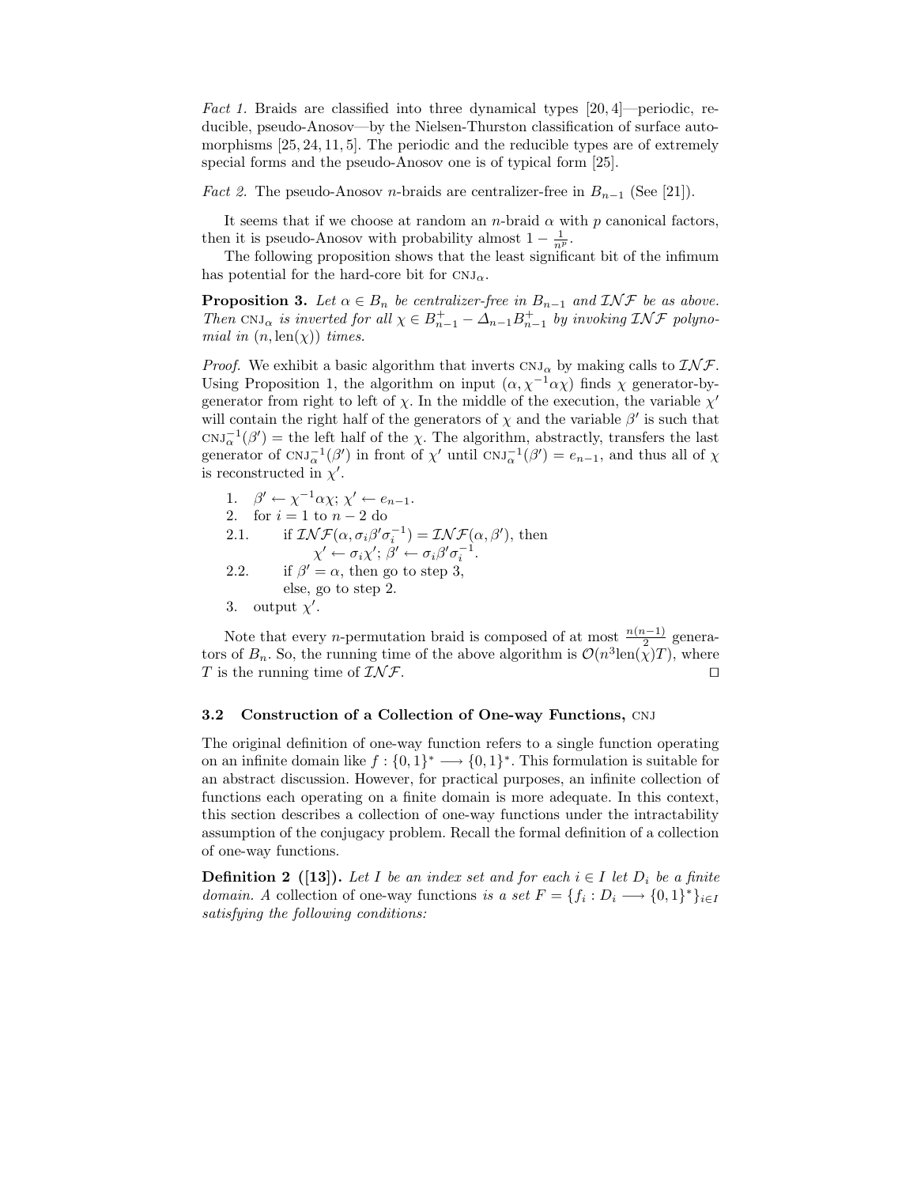*Fact 1.* Braids are classified into three dynamical types [20, 4]—periodic, reducible, pseudo-Anosov—by the Nielsen-Thurston classification of surface automorphisms [25, 24, 11, 5]. The periodic and the reducible types are of extremely special forms and the pseudo-Anosov one is of typical form [25].

*Fact 2.* The pseudo-Anosov $n$-braids are centralizer-free in $B_{n-1}$ (See [21]).

It seems that if we choose at random an $n$-braid $\alpha$ with $p$ canonical factors, then it is pseudo-Anosov with probability almost $1 - \frac{1}{n^p}$.

The following proposition shows that the least significant bit of the infimum has potential for the hard-core bit for $\text{CNJ}_\alpha$.

**Proposition 3.** *Let $\alpha \in B_n$ be centralizer-free in $B_{n-1}$ and $\mathcal{INF}$ be as above. Then $\text{CNJ}_\alpha$ is inverted for all $\chi \in B_{n-1}^+ - \Delta_{n-1}B_{n-1}^+$ by invoking $\mathcal{INF}$ polynomial in $(n, \text{len}(\chi))$ times.*

*Proof.* We exhibit a basic algorithm that inverts $\text{CNJ}_\alpha$ by making calls to $\mathcal{INF}$. Using Proposition 1, the algorithm on input $(\alpha, \chi^{-1}\alpha\chi)$ finds $\chi$ generator-by-generator from right to left of $\chi$. In the middle of the execution, the variable $\chi'$ will contain the right half of the generators of $\chi$ and the variable $\beta'$ is such that $\text{CNJ}_\alpha^{-1}(\beta')$ = the left half of the $\chi$. The algorithm, abstractly, transfers the last generator of $\text{CNJ}_\alpha^{-1}(\beta')$ in front of $\chi'$ until $\text{CNJ}_\alpha^{-1}(\beta') = e_{n-1}$, and thus all of $\chi$ is reconstructed in $\chi'$.

1. $\beta' \leftarrow \chi^{-1}\alpha\chi$; $\chi' \leftarrow e_{n-1}$.
2. for $i = 1$ to $n-2$ do  
2.1. if $\mathcal{INF}(\alpha, \sigma_i\beta'\sigma_i^{-1}) = \mathcal{INF}(\alpha, \beta')$, then  
$\chi' \leftarrow \sigma_i\chi'$; $\beta' \leftarrow \sigma_i\beta'\sigma_i^{-1}$.  
2.2. if $\beta' = \alpha$, then go to step 3,  
else, go to step 2.
3. output $\chi'$.

Note that every $n$-permutation braid is composed of at most $\frac{n(n-1)}{2}$ generators of $B_n$. So, the running time of the above algorithm is $\mathcal{O}(n^3\text{len}(\chi)T)$, where $T$ is the running time of $\mathcal{INF}$. ◻

### 3.2 Construction of a Collection of One-way Functions, CNJ

The original definition of one-way function refers to a single function operating on an infinite domain like $f : \{0,1\}^* \longrightarrow \{0,1\}^*$. This formulation is suitable for an abstract discussion. However, for practical purposes, an infinite collection of functions each operating on a finite domain is more adequate. In this context, this section describes a collection of one-way functions under the intractability assumption of the conjugacy problem. Recall the formal definition of a collection of one-way functions.

**Definition 2 ([13]).** *Let $I$ be an index set and for each $i \in I$ let $D_i$ be a finite domain. A* collection of one-way functions *is a set $F = \{f_i : D_i \longrightarrow \{0,1\}^*\}_{i\in I}$ satisfying the following conditions:*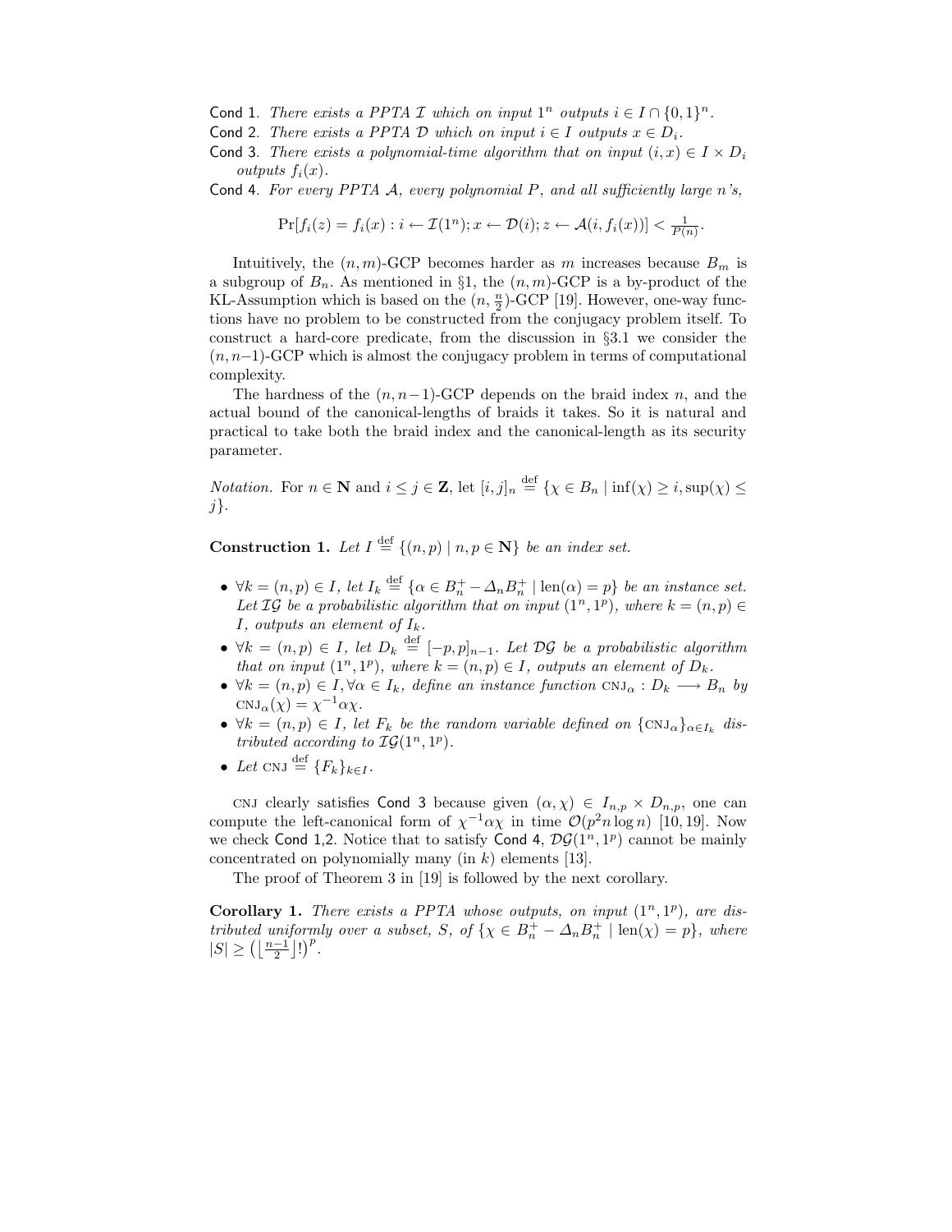Cond 1. *There exists a PPTA $\mathcal{I}$ which on input $1^n$ outputs $i \in I \cap \{0,1\}^n$.*

Cond 2. *There exists a PPTA $\mathcal{D}$ which on input $i \in I$ outputs $x \in D_i$.*

Cond 3. *There exists a polynomial-time algorithm that on input $(i,x) \in I \times D_i$ outputs $f_i(x)$.*

Cond 4. *For every PPTA $\mathcal{A}$, every polynomial $P$, and all sufficiently large $n$'s,*

$$\Pr[f_i(z) = f_i(x) : i \leftarrow \mathcal{I}(1^n); x \leftarrow \mathcal{D}(i); z \leftarrow \mathcal{A}(i, f_i(x))] < \tfrac{1}{P(n)}.$$

Intuitively, the $(n,m)$-GCP becomes harder as $m$ increases because $B_m$ is a subgroup of $B_n$. As mentioned in §1, the $(n,m)$-GCP is a by-product of the KL-Assumption which is based on the $(n,\frac{n}{2})$-GCP [19]. However, one-way functions have no problem to be constructed from the conjugacy problem itself. To construct a hard-core predicate, from the discussion in §3.1 we consider the $(n,n-1)$-GCP which is almost the conjugacy problem in terms of computational complexity.

The hardness of the $(n,n-1)$-GCP depends on the braid index $n$, and the actual bound of the canonical-lengths of braids it takes. So it is natural and practical to take both the braid index and the canonical-length as its security parameter.

*Notation.* For $n \in \mathbf{N}$ and $i \le j \in \mathbf{Z}$, let $[i,j]_n \stackrel{\text{def}}{=} \{\chi \in B_n \mid \inf(\chi) \ge i, \sup(\chi) \le j\}$.

**Construction 1.** *Let $I \stackrel{\text{def}}{=} \{(n,p) \mid n, p \in \mathbf{N}\}$ be an index set.*

- *$\forall k = (n,p) \in I$, let $I_k \stackrel{\text{def}}{=} \{\alpha \in B_n^+ - \Delta_n B_n^+ \mid \text{len}(\alpha) = p\}$ be an instance set. Let $\mathcal{IG}$ be a probabilistic algorithm that on input $(1^n, 1^p)$, where $k = (n,p) \in I$, outputs an element of $I_k$.*
- *$\forall k = (n,p) \in I$, let $D_k \stackrel{\text{def}}{=} [-p,p]_{n-1}$. Let $\mathcal{DG}$ be a probabilistic algorithm that on input $(1^n, 1^p)$, where $k = (n,p) \in I$, outputs an element of $D_k$.*
- *$\forall k = (n,p) \in I, \forall \alpha \in I_k$, define an instance function $\text{CNJ}_\alpha : D_k \longrightarrow B_n$ by $\text{CNJ}_\alpha(\chi) = \chi^{-1}\alpha\chi$.*
- *$\forall k = (n,p) \in I$, let $F_k$ be the random variable defined on $\{\text{CNJ}_\alpha\}_{\alpha \in I_k}$ distributed according to $\mathcal{IG}(1^n, 1^p)$.*
- *Let $\text{CNJ} \stackrel{\text{def}}{=} \{F_k\}_{k \in I}$.*

CNJ clearly satisfies Cond 3 because given $(\alpha, \chi) \in I_{n,p} \times D_{n,p}$, one can compute the left-canonical form of $\chi^{-1}\alpha\chi$ in time $\mathcal{O}(p^2 n \log n)$ [10, 19]. Now we check Cond 1,2. Notice that to satisfy Cond 4, $\mathcal{DG}(1^n, 1^p)$ cannot be mainly concentrated on polynomially many (in $k$) elements [13].

The proof of Theorem 3 in [19] is followed by the next corollary.

**Corollary 1.** *There exists a PPTA whose outputs, on input $(1^n, 1^p)$, are distributed uniformly over a subset, $S$, of $\{\chi \in B_n^+ - \Delta_n B_n^+ \mid \text{len}(\chi) = p\}$, where $|S| \ge \left(\left\lfloor \frac{n-1}{2} \right\rfloor !\right)^p$.*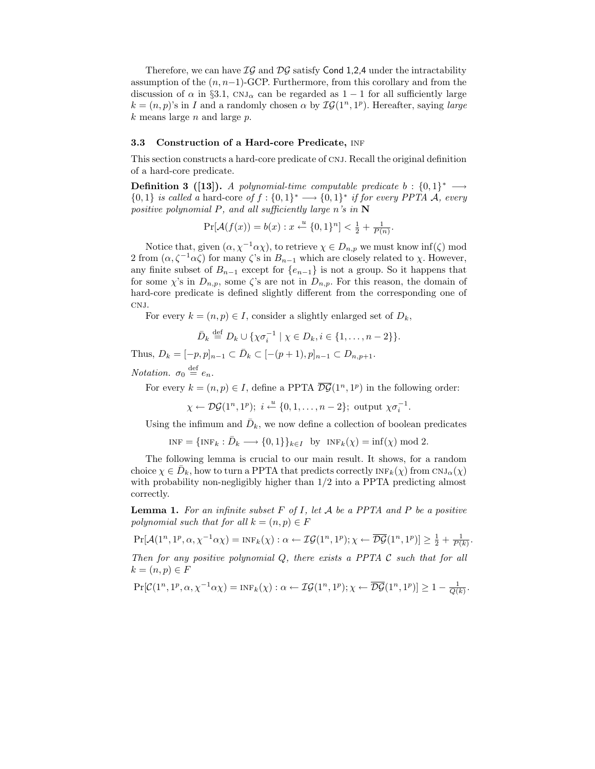Therefore, we can have $\mathcal{IG}$ and $\mathcal{DG}$ satisfy Cond 1,2,4 under the intractability assumption of the $(n, n-1)$-GCP. Furthermore, from this corollary and from the discussion of $\alpha$ in §3.1, $\text{CNJ}_\alpha$ can be regarded as $1-1$ for all sufficiently large $k = (n, p)$'s in $I$ and a randomly chosen $\alpha$ by $\mathcal{IG}(1^n, 1^p)$. Hereafter, saying *large* $k$ means large $n$ and large $p$.

### 3.3 Construction of a Hard-core Predicate, INF

This section constructs a hard-core predicate of CNJ. Recall the original definition of a hard-core predicate.

**Definition 3 ([13]).** *A polynomial-time computable predicate $b : \{0,1\}^* \longrightarrow \{0,1\}$ is called a* hard-core *of $f : \{0,1\}^* \longrightarrow \{0,1\}^*$ if for every PPTA $\mathcal{A}$, every positive polynomial $P$, and all sufficiently large $n$'s in $\mathbf{N}$*

$$\Pr[\mathcal{A}(f(x)) = b(x) : x \overset{u}{\leftarrow} \{0,1\}^n] < \tfrac{1}{2} + \tfrac{1}{P(n)}.$$

Notice that, given $(\alpha, \chi^{-1}\alpha\chi)$, to retrieve $\chi \in D_{n,p}$ we must know $\inf(\zeta) \bmod 2$ from $(\alpha, \zeta^{-1}\alpha\zeta)$ for many $\zeta$'s in $B_{n-1}$ which are closely related to $\chi$. However, any finite subset of $B_{n-1}$ except for $\{e_{n-1}\}$ is not a group. So it happens that for some $\chi$'s in $D_{n,p}$, some $\zeta$'s are not in $D_{n,p}$. For this reason, the domain of hard-core predicate is defined slightly different from the corresponding one of CNJ.

For every $k = (n, p) \in I$, consider a slightly enlarged set of $D_k$,

$$\bar{D}_k \overset{\text{def}}{=} D_k \cup \{\chi\sigma_i^{-1} \mid \chi \in D_k, i \in \{1, \dots, n-2\}\}.$$

Thus, $D_k = [-p, p]_{n-1} \subset \bar{D}_k \subset [-(p+1), p]_{n-1} \subset D_{n,p+1}$.

*Notation.* $\sigma_0 \overset{\text{def}}{=} e_n$.

For every $k = (n, p) \in I$, define a PPTA $\overline{\mathcal{DG}}(1^n, 1^p)$ in the following order:

$$\chi \leftarrow \mathcal{DG}(1^n, 1^p);\ i \overset{u}{\leftarrow} \{0, 1, \dots, n-2\};\ \text{output } \chi\sigma_i^{-1}.$$

Using the infimum and $\bar{D}_k$, we now define a collection of boolean predicates

$$\text{INF} = \{\text{INF}_k : \bar{D}_k \longrightarrow \{0,1\}\}_{k \in I} \ \text{ by } \ \text{INF}_k(\chi) = \inf(\chi) \bmod 2.$$

The following lemma is crucial to our main result. It shows, for a random choice $\chi \in \bar{D}_k$, how to turn a PPTA that predicts correctly $\text{INF}_k(\chi)$ from $\text{CNJ}_\alpha(\chi)$ with probability non-negligibly higher than $1/2$ into a PPTA predicting almost correctly.

**Lemma 1.** *For an infinite subset $F$ of $I$, let $\mathcal{A}$ be a PPTA and $P$ be a positive polynomial such that for all $k = (n, p) \in F$*

$$\Pr[\mathcal{A}(1^n, 1^p, \alpha, \chi^{-1}\alpha\chi) = \text{INF}_k(\chi) : \alpha \leftarrow \mathcal{IG}(1^n, 1^p); \chi \leftarrow \overline{\mathcal{DG}}(1^n, 1^p)] \geq \tfrac{1}{2} + \tfrac{1}{P(k)}.$$

*Then for any positive polynomial $Q$, there exists a PPTA $\mathcal{C}$ such that for all $k = (n, p) \in F$*

$$\Pr[\mathcal{C}(1^n, 1^p, \alpha, \chi^{-1}\alpha\chi) = \text{INF}_k(\chi) : \alpha \leftarrow \mathcal{IG}(1^n, 1^p); \chi \leftarrow \overline{\mathcal{DG}}(1^n, 1^p)] \geq 1 - \tfrac{1}{Q(k)}.$$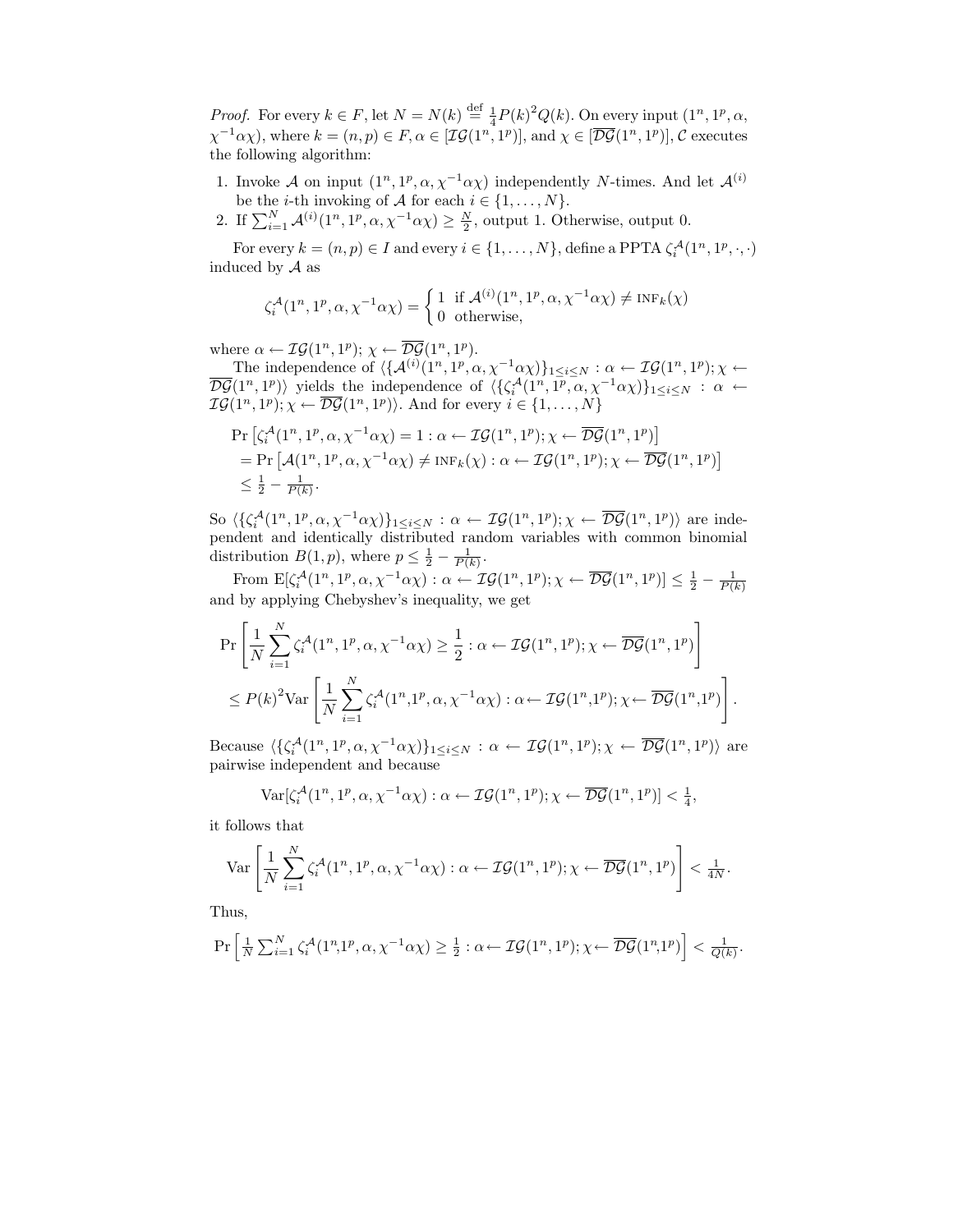*Proof.* For every $k \in F$, let $N = N(k) \stackrel{\text{def}}{=} \frac{1}{4}P(k)^2 Q(k)$. On every input $(1^n, 1^p, \alpha, \chi^{-1}\alpha\chi)$, where $k = (n,p) \in F, \alpha \in [\mathcal{IG}(1^n, 1^p)]$, and $\chi \in [\overline{\mathcal{DG}}(1^n, 1^p)]$, $\mathcal{C}$ executes the following algorithm:

1. Invoke $\mathcal{A}$ on input $(1^n, 1^p, \alpha, \chi^{-1}\alpha\chi)$ independently $N$-times. And let $\mathcal{A}^{(i)}$ be the $i$-th invoking of $\mathcal{A}$ for each $i \in \{1, \ldots, N\}$.
2. If $\sum_{i=1}^N \mathcal{A}^{(i)}(1^n, 1^p, \alpha, \chi^{-1}\alpha\chi) \geq \frac{N}{2}$, output 1. Otherwise, output 0.

For every $k = (n,p) \in I$ and every $i \in \{1, \ldots, N\}$, define a PPTA $\zeta_i^{\mathcal{A}}(1^n, 1^p, \cdot, \cdot)$ induced by $\mathcal{A}$ as

$$\zeta_i^{\mathcal{A}}(1^n, 1^p, \alpha, \chi^{-1}\alpha\chi) = \begin{cases} 1 & \text{if } \mathcal{A}^{(i)}(1^n, 1^p, \alpha, \chi^{-1}\alpha\chi) \neq \text{INF}_k(\chi) \\ 0 & \text{otherwise,} \end{cases}$$

where $\alpha \leftarrow \mathcal{IG}(1^n, 1^p)$; $\chi \leftarrow \overline{\mathcal{DG}}(1^n, 1^p)$.

The independence of $\langle \{\mathcal{A}^{(i)}(1^n, 1^p, \alpha, \chi^{-1}\alpha\chi)\}_{1 \leq i \leq N} : \alpha \leftarrow \mathcal{IG}(1^n, 1^p); \chi \leftarrow \overline{\mathcal{DG}}(1^n, 1^p)\rangle$ yields the independence of $\langle \{\zeta_i^{\mathcal{A}}(1^n, 1^p, \alpha, \chi^{-1}\alpha\chi)\}_{1 \leq i \leq N} : \alpha \leftarrow \mathcal{IG}(1^n, 1^p); \chi \leftarrow \overline{\mathcal{DG}}(1^n, 1^p)\rangle$. And for every $i \in \{1, \ldots, N\}$

$$\begin{aligned}
&\Pr\left[\zeta_i^{\mathcal{A}}(1^n, 1^p, \alpha, \chi^{-1}\alpha\chi) = 1 : \alpha \leftarrow \mathcal{IG}(1^n, 1^p); \chi \leftarrow \overline{\mathcal{DG}}(1^n, 1^p)\right] \\
&= \Pr\left[\mathcal{A}(1^n, 1^p, \alpha, \chi^{-1}\alpha\chi) \neq \text{INF}_k(\chi) : \alpha \leftarrow \mathcal{IG}(1^n, 1^p); \chi \leftarrow \overline{\mathcal{DG}}(1^n, 1^p)\right] \\
&\leq \tfrac{1}{2} - \tfrac{1}{P(k)}.
\end{aligned}$$

So $\langle \{\zeta_i^{\mathcal{A}}(1^n, 1^p, \alpha, \chi^{-1}\alpha\chi)\}_{1 \leq i \leq N} : \alpha \leftarrow \mathcal{IG}(1^n, 1^p); \chi \leftarrow \overline{\mathcal{DG}}(1^n, 1^p)\rangle$ are independent and identically distributed random variables with common binomial distribution $B(1,p)$, where $p \leq \frac{1}{2} - \frac{1}{P(k)}$.

From $\mathrm{E}[\zeta_i^{\mathcal{A}}(1^n, 1^p, \alpha, \chi^{-1}\alpha\chi) : \alpha \leftarrow \mathcal{IG}(1^n, 1^p); \chi \leftarrow \overline{\mathcal{DG}}(1^n, 1^p)] \leq \frac{1}{2} - \frac{1}{P(k)}$ and by applying Chebyshev's inequality, we get

$$\begin{aligned}
&\Pr\left[\frac{1}{N}\sum_{i=1}^N \zeta_i^{\mathcal{A}}(1^n, 1^p, \alpha, \chi^{-1}\alpha\chi) \geq \frac{1}{2} : \alpha \leftarrow \mathcal{IG}(1^n, 1^p); \chi \leftarrow \overline{\mathcal{DG}}(1^n, 1^p)\right] \\
&\leq P(k)^2 \mathrm{Var}\left[\frac{1}{N}\sum_{i=1}^N \zeta_i^{\mathcal{A}}(1^n, 1^p, \alpha, \chi^{-1}\alpha\chi) : \alpha \leftarrow \mathcal{IG}(1^n, 1^p); \chi \leftarrow \overline{\mathcal{DG}}(1^n, 1^p)\right].
\end{aligned}$$

Because $\langle \{\zeta_i^{\mathcal{A}}(1^n, 1^p, \alpha, \chi^{-1}\alpha\chi)\}_{1 \leq i \leq N} : \alpha \leftarrow \mathcal{IG}(1^n, 1^p); \chi \leftarrow \overline{\mathcal{DG}}(1^n, 1^p)\rangle$ are pairwise independent and because

$$\mathrm{Var}[\zeta_i^{\mathcal{A}}(1^n, 1^p, \alpha, \chi^{-1}\alpha\chi) : \alpha \leftarrow \mathcal{IG}(1^n, 1^p); \chi \leftarrow \overline{\mathcal{DG}}(1^n, 1^p)] < \tfrac{1}{4},$$

it follows that

$$\mathrm{Var}\left[\frac{1}{N}\sum_{i=1}^N \zeta_i^{\mathcal{A}}(1^n, 1^p, \alpha, \chi^{-1}\alpha\chi) : \alpha \leftarrow \mathcal{IG}(1^n, 1^p); \chi \leftarrow \overline{\mathcal{DG}}(1^n, 1^p)\right] < \tfrac{1}{4N}.$$

Thus,

$$\Pr\left[\tfrac{1}{N}\sum_{i=1}^N \zeta_i^{\mathcal{A}}(1^n, 1^p, \alpha, \chi^{-1}\alpha\chi) \geq \tfrac{1}{2} : \alpha \leftarrow \mathcal{IG}(1^n, 1^p); \chi \leftarrow \overline{\mathcal{DG}}(1^n, 1^p)\right] < \tfrac{1}{Q(k)}.$$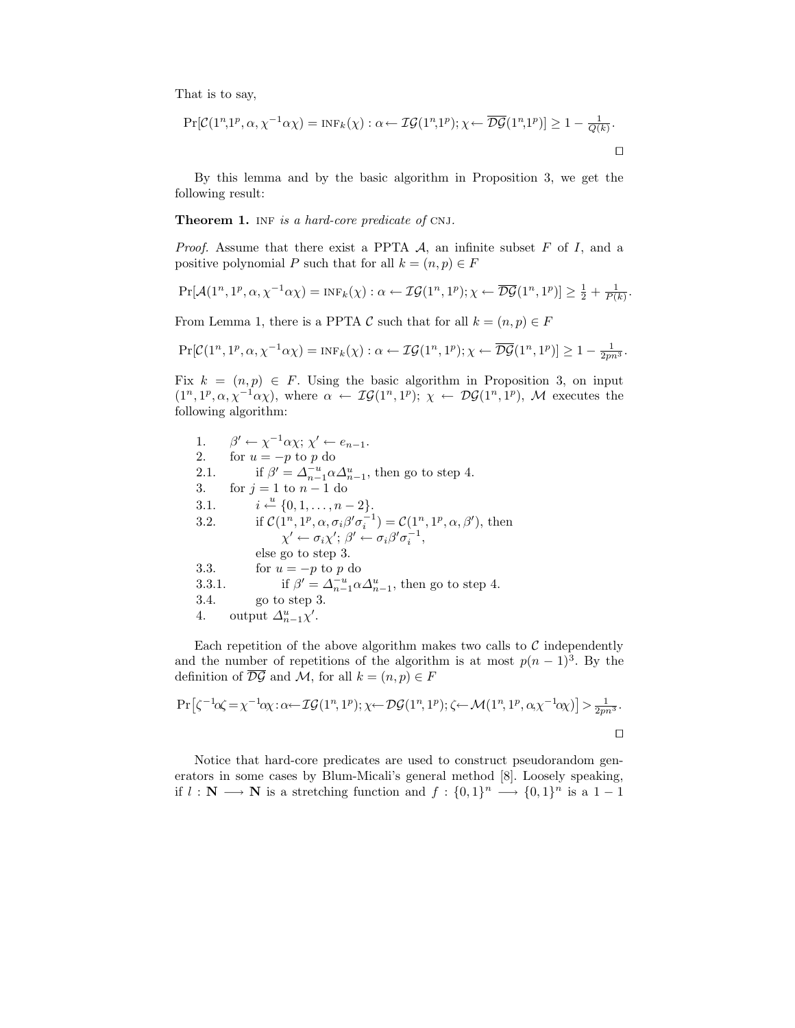That is to say,

$$\Pr[\mathcal{C}(1^n,1^p,\alpha,\chi^{-1}\alpha\chi)=\textsc{inf}_k(\chi):\alpha\leftarrow\mathcal{IG}(1^n,1^p);\chi\leftarrow\overline{\mathcal{DG}}(1^n,1^p)]\geq 1-\tfrac{1}{Q(k)}.$$

□

By this lemma and by the basic algorithm in Proposition 3, we get the following result:

**Theorem 1.** *INF is a hard-core predicate of* CNJ.

*Proof.* Assume that there exist a PPTA $\mathcal{A}$, an infinite subset $F$ of $I$, and a positive polynomial $P$ such that for all $k=(n,p)\in F$

$$\Pr[\mathcal{A}(1^n,1^p,\alpha,\chi^{-1}\alpha\chi)=\textsc{inf}_k(\chi):\alpha\leftarrow\mathcal{IG}(1^n,1^p);\chi\leftarrow\overline{\mathcal{DG}}(1^n,1^p)]\geq \tfrac{1}{2}+\tfrac{1}{P(k)}.$$

From Lemma 1, there is a PPTA $\mathcal{C}$ such that for all $k=(n,p)\in F$

$$\Pr[\mathcal{C}(1^n,1^p,\alpha,\chi^{-1}\alpha\chi)=\textsc{inf}_k(\chi):\alpha\leftarrow\mathcal{IG}(1^n,1^p);\chi\leftarrow\overline{\mathcal{DG}}(1^n,1^p)]\geq 1-\tfrac{1}{2pn^3}.$$

Fix $k=(n,p)\in F$. Using the basic algorithm in Proposition 3, on input $(1^n,1^p,\alpha,\chi^{-1}\alpha\chi)$, where $\alpha\leftarrow\mathcal{IG}(1^n,1^p)$; $\chi\leftarrow\mathcal{DG}(1^n,1^p)$, $\mathcal{M}$ executes the following algorithm:

1. $\beta'\leftarrow\chi^{-1}\alpha\chi$; $\chi'\leftarrow e_{n-1}$.
2. for $u=-p$ to $p$ do
   - 2.1. if $\beta'=\Delta_{n-1}^{-u}\alpha\Delta_{n-1}^{u}$, then go to step 4.
3. for $j=1$ to $n-1$ do
   - 3.1. $i\overset{u}{\leftarrow}\{0,1,\ldots,n-2\}$.
   - 3.2. if $\mathcal{C}(1^n,1^p,\alpha,\sigma_i\beta'\sigma_i^{-1})=\mathcal{C}(1^n,1^p,\alpha,\beta')$, then $\chi'\leftarrow\sigma_i\chi'$; $\beta'\leftarrow\sigma_i\beta'\sigma_i^{-1}$, else go to step 3.
   - 3.3. for $u=-p$ to $p$ do
     - 3.3.1. if $\beta'=\Delta_{n-1}^{-u}\alpha\Delta_{n-1}^{u}$, then go to step 4.
   - 3.4. go to step 3.
4. output $\Delta_{n-1}^{u}\chi'$.

Each repetition of the above algorithm makes two calls to $\mathcal{C}$ independently and the number of repetitions of the algorithm is at most $p(n-1)^3$. By the definition of $\overline{\mathcal{DG}}$ and $\mathcal{M}$, for all $k=(n,p)\in F$

$$\Pr\left[\zeta^{-1}\alpha\zeta=\chi^{-1}\alpha\chi:\alpha\leftarrow\mathcal{IG}(1^n,1^p);\chi\leftarrow\mathcal{DG}(1^n,1^p);\zeta\leftarrow\mathcal{M}(1^n,1^p,\alpha,\chi^{-1}\alpha\chi)\right]>\tfrac{1}{2pn^3}.$$

□

Notice that hard-core predicates are used to construct pseudorandom generators in some cases by Blum-Micali's general method [8]. Loosely speaking, if $l:\mathbf{N}\longrightarrow\mathbf{N}$ is a stretching function and $f:\{0,1\}^n\longrightarrow\{0,1\}^n$ is a $1-1$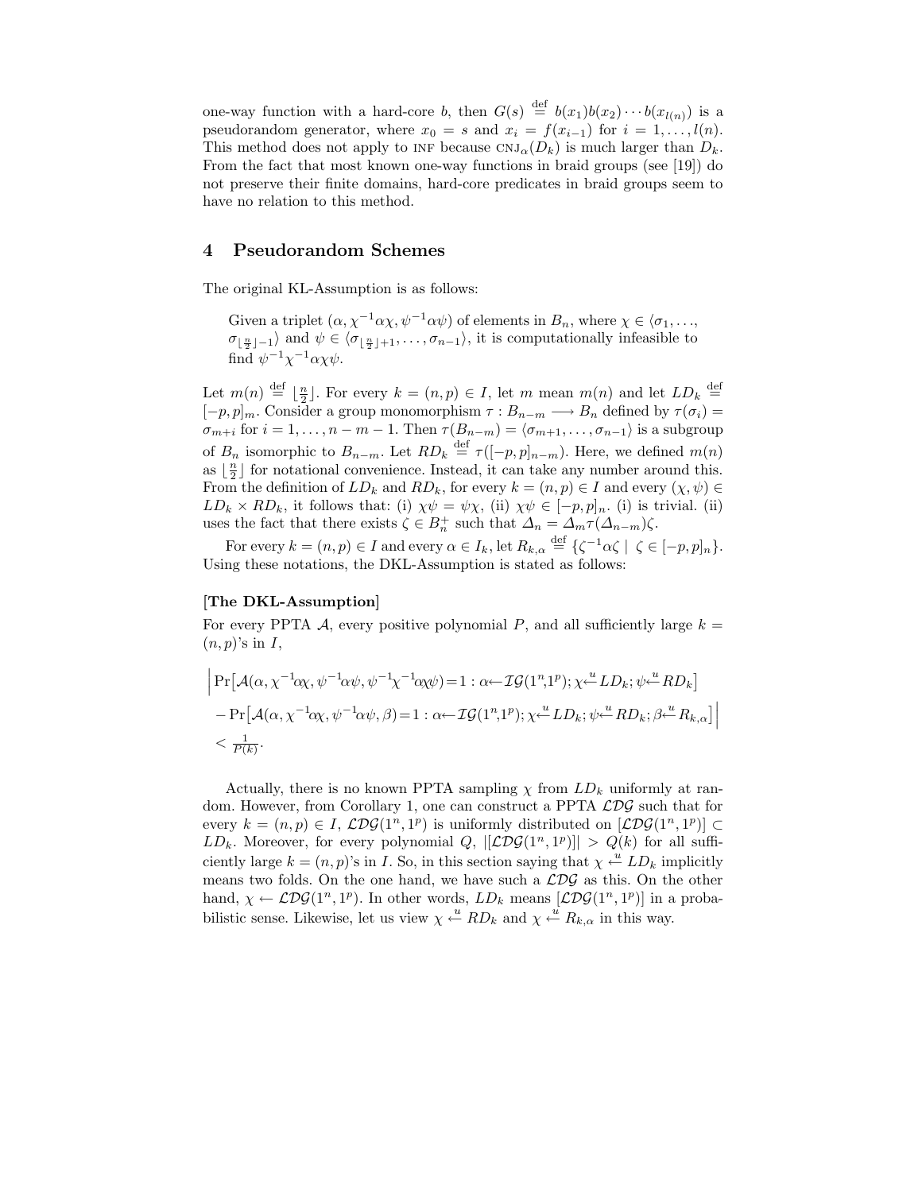one-way function with a hard-core $b$, then $G(s) \stackrel{\text{def}}{=} b(x_1)b(x_2)\cdots b(x_{l(n)})$ is a pseudorandom generator, where $x_0 = s$ and $x_i = f(x_{i-1})$ for $i = 1, \ldots, l(n)$. This method does not apply to INF because $\text{CNJ}_\alpha(D_k)$ is much larger than $D_k$. From the fact that most known one-way functions in braid groups (see [19]) do not preserve their finite domains, hard-core predicates in braid groups seem to have no relation to this method.

## 4 Pseudorandom Schemes

The original KL-Assumption is as follows:

> Given a triplet $(\alpha, \chi^{-1}\alpha\chi, \psi^{-1}\alpha\psi)$ of elements in $B_n$, where $\chi \in \langle \sigma_1, \ldots, \sigma_{\lfloor \frac{n}{2} \rfloor - 1} \rangle$ and $\psi \in \langle \sigma_{\lfloor \frac{n}{2} \rfloor + 1}, \ldots, \sigma_{n-1} \rangle$, it is computationally infeasible to find $\psi^{-1}\chi^{-1}\alpha\chi\psi$.

Let $m(n) \stackrel{\text{def}}{=} \lfloor \frac{n}{2} \rfloor$. For every $k = (n, p) \in I$, let $m$ mean $m(n)$ and let $LD_k \stackrel{\text{def}}{=} [-p, p]_m$. Consider a group monomorphism $\tau : B_{n-m} \longrightarrow B_n$ defined by $\tau(\sigma_i) = \sigma_{m+i}$ for $i = 1, \ldots, n-m-1$. Then $\tau(B_{n-m}) = \langle \sigma_{m+1}, \ldots, \sigma_{n-1} \rangle$ is a subgroup of $B_n$ isomorphic to $B_{n-m}$. Let $RD_k \stackrel{\text{def}}{=} \tau([-p, p]_{n-m})$. Here, we defined $m(n)$ as $\lfloor \frac{n}{2} \rfloor$ for notational convenience. Instead, it can take any number around this. From the definition of $LD_k$ and $RD_k$, for every $k = (n, p) \in I$ and every $(\chi, \psi) \in LD_k \times RD_k$, it follows that: (i) $\chi\psi = \psi\chi$, (ii) $\chi\psi \in [-p, p]_n$. (i) is trivial. (ii) uses the fact that there exists $\zeta \in B_n^+$ such that $\Delta_n = \Delta_m \tau(\Delta_{n-m})\zeta$.

For every $k = (n, p) \in I$ and every $\alpha \in I_k$, let $R_{k,\alpha} \stackrel{\text{def}}{=} \{\zeta^{-1}\alpha\zeta \mid \zeta \in [-p, p]_n\}$. Using these notations, the DKL-Assumption is stated as follows:

**[The DKL-Assumption]**

For every PPTA $\mathcal{A}$, every positive polynomial $P$, and all sufficiently large $k = (n, p)$'s in $I$,

$$\Big| \Pr\big[\mathcal{A}(\alpha, \chi^{-1}\alpha\chi, \psi^{-1}\alpha\psi, \psi^{-1}\chi^{-1}\alpha\chi\psi) = 1 : \alpha \leftarrow \mathcal{IG}(1^n, 1^p); \chi \stackrel{u}{\leftarrow} LD_k; \psi \stackrel{u}{\leftarrow} RD_k\big]$$
$$- \Pr\big[\mathcal{A}(\alpha, \chi^{-1}\alpha\chi, \psi^{-1}\alpha\psi, \beta) = 1 : \alpha \leftarrow \mathcal{IG}(1^n, 1^p); \chi \stackrel{u}{\leftarrow} LD_k; \psi \stackrel{u}{\leftarrow} RD_k; \beta \stackrel{u}{\leftarrow} R_{k,\alpha}\big] \Big|$$
$$< \tfrac{1}{P(k)}.$$

Actually, there is no known PPTA sampling $\chi$ from $LD_k$ uniformly at random. However, from Corollary 1, one can construct a PPTA $\mathcal{LDG}$ such that for every $k = (n, p) \in I$, $\mathcal{LDG}(1^n, 1^p)$ is uniformly distributed on $[\mathcal{LDG}(1^n, 1^p)] \subset LD_k$. Moreover, for every polynomial $Q$, $|[\mathcal{LDG}(1^n, 1^p)]| > Q(k)$ for all sufficiently large $k = (n, p)$'s in $I$. So, in this section saying that $\chi \stackrel{u}{\leftarrow} LD_k$ implicitly means two folds. On the one hand, we have such a $\mathcal{LDG}$ as this. On the other hand, $\chi \leftarrow \mathcal{LDG}(1^n, 1^p)$. In other words, $LD_k$ means $[\mathcal{LDG}(1^n, 1^p)]$ in a probabilistic sense. Likewise, let us view $\chi \stackrel{u}{\leftarrow} RD_k$ and $\chi \stackrel{u}{\leftarrow} R_{k,\alpha}$ in this way.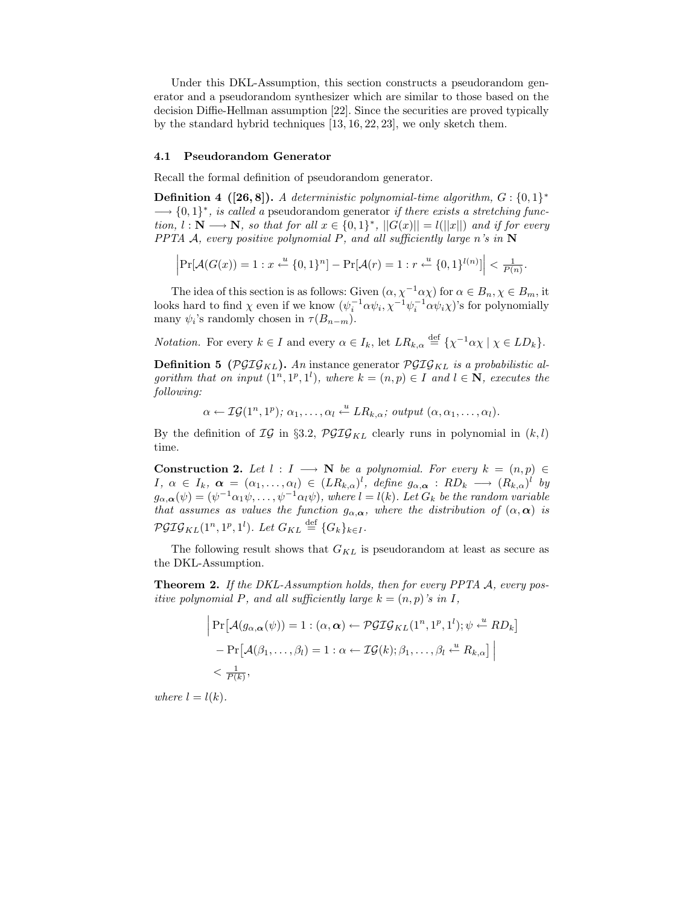Under this DKL-Assumption, this section constructs a pseudorandom generator and a pseudorandom synthesizer which are similar to those based on the decision Diffie-Hellman assumption [22]. Since the securities are proved typically by the standard hybrid techniques [13, 16, 22, 23], we only sketch them.

### 4.1 Pseudorandom Generator

Recall the formal definition of pseudorandom generator.

**Definition 4 ([26, 8]).** *A deterministic polynomial-time algorithm, $G : \{0,1\}^* \longrightarrow \{0,1\}^*$, is called a* pseudorandom generator *if there exists a stretching function, $l : \mathbf{N} \longrightarrow \mathbf{N}$, so that for all $x \in \{0,1\}^*$, $||G(x)|| = l(||x||)$ and if for every PPTA $\mathcal{A}$, every positive polynomial $P$, and all sufficiently large $n$'s in $\mathbf{N}$*

$$\left|\Pr[\mathcal{A}(G(x)) = 1 : x \overset{u}{\leftarrow} \{0,1\}^n] - \Pr[\mathcal{A}(r) = 1 : r \overset{u}{\leftarrow} \{0,1\}^{l(n)}]\right| < \tfrac{1}{P(n)}.$$

The idea of this section is as follows: Given $(\alpha, \chi^{-1}\alpha\chi)$ for $\alpha \in B_n, \chi \in B_m$, it looks hard to find $\chi$ even if we know $(\psi_i^{-1}\alpha\psi_i, \chi^{-1}\psi_i^{-1}\alpha\psi_i\chi)$'s for polynomially many $\psi_i$'s randomly chosen in $\tau(B_{n-m})$.

*Notation.* For every $k \in I$ and every $\alpha \in I_k$, let $LR_{k,\alpha} \overset{\text{def}}{=} \{\chi^{-1}\alpha\chi \mid \chi \in LD_k\}$.

**Definition 5 ($\mathcal{PGIG}_{KL}$).** *An* instance generator *$\mathcal{PGIG}_{KL}$ is a probabilistic algorithm that on input $(1^n, 1^p, 1^l)$, where $k = (n,p) \in I$ and $l \in \mathbf{N}$, executes the following:*

$$\alpha \leftarrow \mathcal{IG}(1^n, 1^p);\ \alpha_1, \ldots, \alpha_l \overset{u}{\leftarrow} LR_{k,\alpha};\ \textit{output } (\alpha, \alpha_1, \ldots, \alpha_l).$$

By the definition of $\mathcal{IG}$ in §3.2, $\mathcal{PGIG}_{KL}$ clearly runs in polynomial in $(k,l)$ time.

**Construction 2.** *Let $l : I \longrightarrow \mathbf{N}$ be a polynomial. For every $k = (n,p) \in I$, $\alpha \in I_k$, $\boldsymbol{\alpha} = (\alpha_1, \ldots, \alpha_l) \in (LR_{k,\alpha})^l$, define $g_{\alpha,\boldsymbol{\alpha}} : RD_k \longrightarrow (R_{k,\alpha})^l$ by $g_{\alpha,\boldsymbol{\alpha}}(\psi) = (\psi^{-1}\alpha_1\psi, \ldots, \psi^{-1}\alpha_l\psi)$, where $l = l(k)$. Let $G_k$ be the random variable that assumes as values the function $g_{\alpha,\boldsymbol{\alpha}}$, where the distribution of $(\alpha, \boldsymbol{\alpha})$ is $\mathcal{PGIG}_{KL}(1^n, 1^p, 1^l)$. Let $G_{KL} \overset{\text{def}}{=} \{G_k\}_{k \in I}$.*

The following result shows that $G_{KL}$ is pseudorandom at least as secure as the DKL-Assumption.

**Theorem 2.** *If the DKL-Assumption holds, then for every PPTA $\mathcal{A}$, every positive polynomial $P$, and all sufficiently large $k = (n,p)$'s in $I$,*

$$\begin{aligned}
&\Big|\Pr\big[\mathcal{A}(g_{\alpha,\boldsymbol{\alpha}}(\psi)) = 1 : (\alpha, \boldsymbol{\alpha}) \leftarrow \mathcal{PGIG}_{KL}(1^n, 1^p, 1^l); \psi \overset{u}{\leftarrow} RD_k\big] \\
&\quad - \Pr\big[\mathcal{A}(\beta_1, \ldots, \beta_l) = 1 : \alpha \leftarrow \mathcal{IG}(k); \beta_1, \ldots, \beta_l \overset{u}{\leftarrow} R_{k,\alpha}\big]\Big| \\
&\quad < \tfrac{1}{P(k)},
\end{aligned}$$

*where $l = l(k)$.*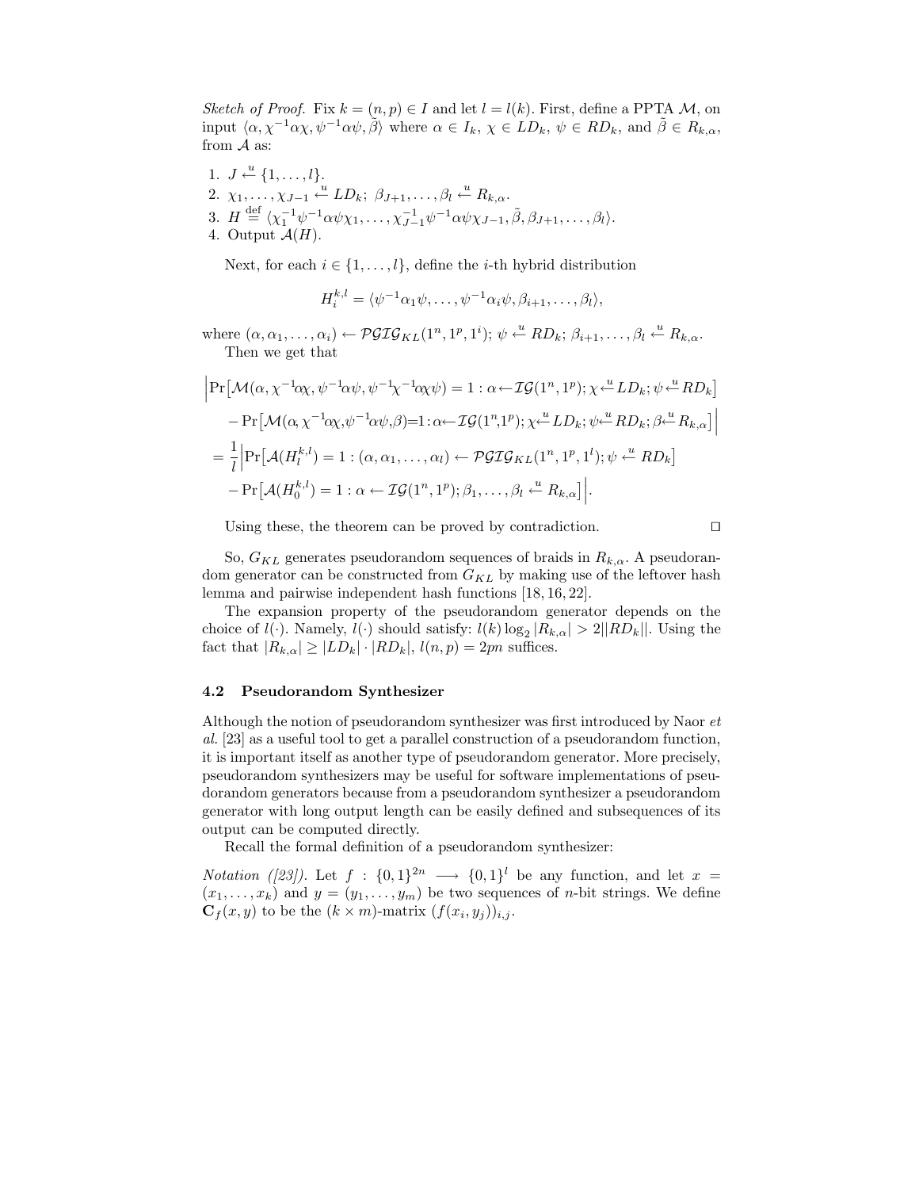*Sketch of Proof.* Fix $k = (n, p) \in I$ and let $l = l(k)$. First, define a PPTA $\mathcal{M}$, on input $\langle \alpha, \chi^{-1}\alpha\chi, \psi^{-1}\alpha\psi, \tilde{\beta} \rangle$ where $\alpha \in I_k$, $\chi \in LD_k$, $\psi \in RD_k$, and $\tilde{\beta} \in R_{k,\alpha}$, from $\mathcal{A}$ as:

1. $J \overset{u}{\leftarrow} \{1, \ldots, l\}$.
2. $\chi_1, \ldots, \chi_{J-1} \overset{u}{\leftarrow} LD_k$; $\beta_{J+1}, \ldots, \beta_l \overset{u}{\leftarrow} R_{k,\alpha}$.
3. $H \overset{\text{def}}{=} \langle \chi_1^{-1}\psi^{-1}\alpha\psi\chi_1, \ldots, \chi_{J-1}^{-1}\psi^{-1}\alpha\psi\chi_{J-1}, \tilde{\beta}, \beta_{J+1}, \ldots, \beta_l \rangle$.
4. Output $\mathcal{A}(H)$.

Next, for each $i \in \{1, \ldots, l\}$, define the $i$-th hybrid distribution

$$H_i^{k,l} = \langle \psi^{-1}\alpha_1\psi, \ldots, \psi^{-1}\alpha_i\psi, \beta_{i+1}, \ldots, \beta_l \rangle,$$

where $(\alpha, \alpha_1, \ldots, \alpha_i) \leftarrow \mathcal{PGIG}_{KL}(1^n, 1^p, 1^i)$; $\psi \overset{u}{\leftarrow} RD_k$; $\beta_{i+1}, \ldots, \beta_l \overset{u}{\leftarrow} R_{k,\alpha}$.

Then we get that

$$\begin{aligned}
&\Big|\Pr\big[\mathcal{M}(\alpha, \chi^{-1}\alpha\chi, \psi^{-1}\alpha\psi, \psi^{-1}\chi^{-1}\alpha\chi\psi) = 1 : \alpha \leftarrow \mathcal{IG}(1^n, 1^p); \chi \overset{u}{\leftarrow} LD_k; \psi \overset{u}{\leftarrow} RD_k\big] \\
&\quad - \Pr\big[\mathcal{M}(\alpha, \chi^{-1}\alpha\chi, \psi^{-1}\alpha\psi, \beta) = 1 : \alpha \leftarrow \mathcal{IG}(1^n, 1^p); \chi \overset{u}{\leftarrow} LD_k; \psi \overset{u}{\leftarrow} RD_k; \beta \overset{u}{\leftarrow} R_{k,\alpha}\big]\Big| \\
&= \frac{1}{l}\Big|\Pr\big[\mathcal{A}(H_l^{k,l}) = 1 : (\alpha, \alpha_1, \ldots, \alpha_l) \leftarrow \mathcal{PGIG}_{KL}(1^n, 1^p, 1^l); \psi \overset{u}{\leftarrow} RD_k\big] \\
&\quad - \Pr\big[\mathcal{A}(H_0^{k,l}) = 1 : \alpha \leftarrow \mathcal{IG}(1^n, 1^p); \beta_1, \ldots, \beta_l \overset{u}{\leftarrow} R_{k,\alpha}\big]\Big|.
\end{aligned}$$

Using these, the theorem can be proved by contradiction. □

So, $G_{KL}$ generates pseudorandom sequences of braids in $R_{k,\alpha}$. A pseudorandom generator can be constructed from $G_{KL}$ by making use of the leftover hash lemma and pairwise independent hash functions [18, 16, 22].

The expansion property of the pseudorandom generator depends on the choice of $l(\cdot)$. Namely, $l(\cdot)$ should satisfy: $l(k)\log_2 |R_{k,\alpha}| > 2\|RD_k\|$. Using the fact that $|R_{k,\alpha}| \geq |LD_k| \cdot |RD_k|$, $l(n, p) = 2pn$ suffices.

### 4.2 Pseudorandom Synthesizer

Although the notion of pseudorandom synthesizer was first introduced by Naor *et al.* [23] as a useful tool to get a parallel construction of a pseudorandom function, it is important itself as another type of pseudorandom generator. More precisely, pseudorandom synthesizers may be useful for software implementations of pseudorandom generators because from a pseudorandom synthesizer a pseudorandom generator with long output length can be easily defined and subsequences of its output can be computed directly.

Recall the formal definition of a pseudorandom synthesizer:

*Notation ([23]).* Let $f : \{0,1\}^{2n} \longrightarrow \{0,1\}^l$ be any function, and let $x = (x_1, \ldots, x_k)$ and $y = (y_1, \ldots, y_m)$ be two sequences of $n$-bit strings. We define $\mathbf{C}_f(x, y)$ to be the $(k \times m)$-matrix $(f(x_i, y_j))_{i,j}$.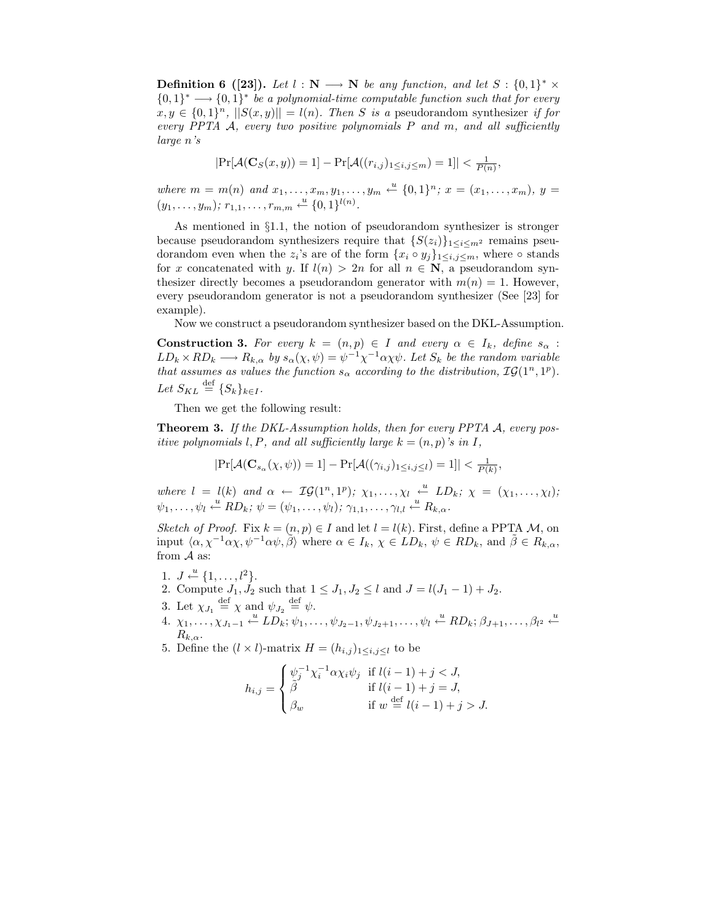**Definition 6 ([23]).** *Let $l : \mathbf{N} \longrightarrow \mathbf{N}$ be any function, and let $S : \{0,1\}^* \times \{0,1\}^* \longrightarrow \{0,1\}^*$ be a polynomial-time computable function such that for every $x, y \in \{0,1\}^n$, $||S(x,y)|| = l(n)$. Then $S$ is a* pseudorandom synthesizer *if for every PPTA $\mathcal{A}$, every two positive polynomials $P$ and $m$, and all sufficiently large $n$'s*

$$|\Pr[\mathcal{A}(\mathbf{C}_S(x,y)) = 1] - \Pr[\mathcal{A}((r_{i,j})_{1 \le i,j \le m}) = 1]| < \tfrac{1}{P(n)},$$

*where $m = m(n)$ and $x_1, \ldots, x_m, y_1, \ldots, y_m \overset{u}{\leftarrow} \{0,1\}^n$; $x = (x_1, \ldots, x_m)$, $y = (y_1, \ldots, y_m)$; $r_{1,1}, \ldots, r_{m,m} \overset{u}{\leftarrow} \{0,1\}^{l(n)}$.*

As mentioned in §1.1, the notion of pseudorandom synthesizer is stronger because pseudorandom synthesizers require that $\{S(z_i)\}_{1 \le i \le m^2}$ remains pseudorandom even when the $z_i$'s are of the form $\{x_i \circ y_j\}_{1 \le i,j \le m}$, where $\circ$ stands for $x$ concatenated with $y$. If $l(n) > 2n$ for all $n \in \mathbf{N}$, a pseudorandom synthesizer directly becomes a pseudorandom generator with $m(n) = 1$. However, every pseudorandom generator is not a pseudorandom synthesizer (See [23] for example).

Now we construct a pseudorandom synthesizer based on the DKL-Assumption.

**Construction 3.** *For every $k = (n,p) \in I$ and every $\alpha \in I_k$, define $s_\alpha : LD_k \times RD_k \longrightarrow R_{k,\alpha}$ by $s_\alpha(\chi, \psi) = \psi^{-1}\chi^{-1}\alpha\chi\psi$. Let $S_k$ be the random variable that assumes as values the function $s_\alpha$ according to the distribution, $\mathcal{IG}(1^n, 1^p)$. Let $S_{KL} \overset{\text{def}}{=} \{S_k\}_{k \in I}$.*

Then we get the following result:

**Theorem 3.** *If the DKL-Assumption holds, then for every PPTA $\mathcal{A}$, every positive polynomials $l, P$, and all sufficiently large $k = (n,p)$'s in $I$,*

$$|\Pr[\mathcal{A}(\mathbf{C}_{s_\alpha}(\chi, \psi)) = 1] - \Pr[\mathcal{A}((\gamma_{i,j})_{1 \le i,j \le l}) = 1]| < \tfrac{1}{P(k)},$$

*where $l = l(k)$ and $\alpha \leftarrow \mathcal{IG}(1^n, 1^p)$; $\chi_1, \ldots, \chi_l \overset{u}{\leftarrow} LD_k$; $\chi = (\chi_1, \ldots, \chi_l)$; $\psi_1, \ldots, \psi_l \overset{u}{\leftarrow} RD_k$; $\psi = (\psi_1, \ldots, \psi_l)$; $\gamma_{1,1}, \ldots, \gamma_{l,l} \overset{u}{\leftarrow} R_{k,\alpha}$.*

*Sketch of Proof.* Fix $k = (n,p) \in I$ and let $l = l(k)$. First, define a PPTA $\mathcal{M}$, on input $\langle \alpha, \chi^{-1}\alpha\chi, \psi^{-1}\alpha\psi, \tilde{\beta} \rangle$ where $\alpha \in I_k$, $\chi \in LD_k$, $\psi \in RD_k$, and $\tilde{\beta} \in R_{k,\alpha}$, from $\mathcal{A}$ as:

1. $J \overset{u}{\leftarrow} \{1, \ldots, l^2\}$.
2. Compute $J_1, J_2$ such that $1 \le J_1, J_2 \le l$ and $J = l(J_1 - 1) + J_2$.
3. Let $\chi_{J_1} \overset{\text{def}}{=} \chi$ and $\psi_{J_2} \overset{\text{def}}{=} \psi$.
4. $\chi_1, \ldots, \chi_{J_1 - 1} \overset{u}{\leftarrow} LD_k$; $\psi_1, \ldots, \psi_{J_2 - 1}, \psi_{J_2 + 1}, \ldots, \psi_l \overset{u}{\leftarrow} RD_k$; $\beta_{J+1}, \ldots, \beta_{l^2} \overset{u}{\leftarrow} R_{k,\alpha}$.
5. Define the $(l \times l)$-matrix $H = (h_{i,j})_{1 \le i,j \le l}$ to be

$$h_{i,j} = \begin{cases} \psi_j^{-1}\chi_i^{-1}\alpha\chi_i\psi_j & \text{if } l(i-1) + j < J, \\ \tilde{\beta} & \text{if } l(i-1) + j = J, \\ \beta_w & \text{if } w \overset{\text{def}}{=} l(i-1) + j > J. \end{cases}$$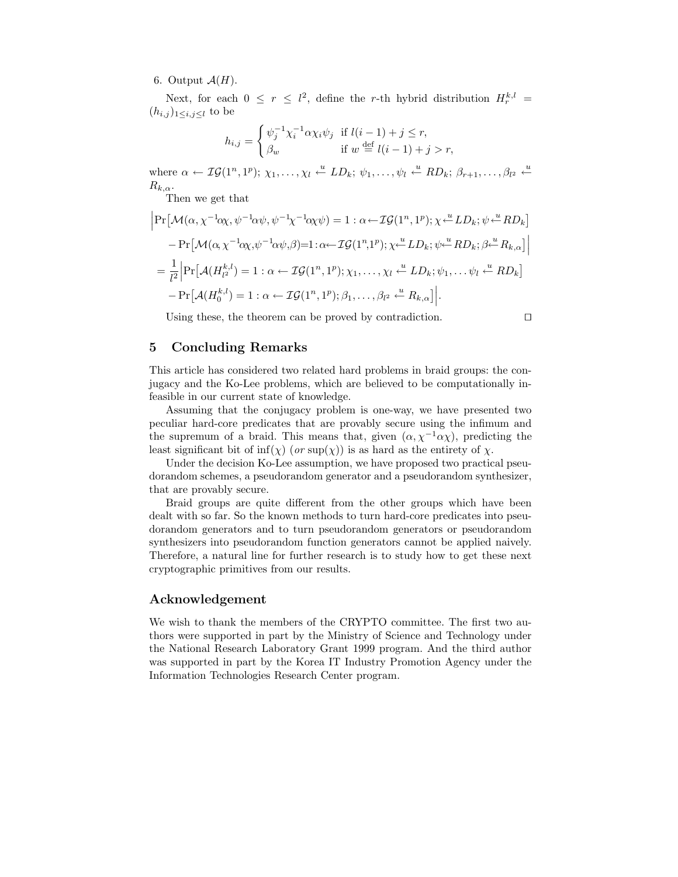6. Output $\mathcal{A}(H)$.

Next, for each $0 \leq r \leq l^2$, define the $r$-th hybrid distribution $H_r^{k,l} = (h_{i,j})_{1\leq i,j\leq l}$ to be

$$h_{i,j} = \begin{cases} \psi_j^{-1}\chi_i^{-1}\alpha\chi_i\psi_j & \text{if } l(i-1)+j \leq r, \\ \beta_w & \text{if } w \stackrel{\text{def}}{=} l(i-1)+j > r, \end{cases}$$

where $\alpha \leftarrow \mathcal{IG}(1^n, 1^p)$; $\chi_1, \ldots, \chi_l \stackrel{u}{\leftarrow} LD_k$; $\psi_1, \ldots, \psi_l \stackrel{u}{\leftarrow} RD_k$; $\beta_{r+1}, \ldots, \beta_{l^2} \stackrel{u}{\leftarrow} R_{k,\alpha}$.

Then we get that

$$\begin{aligned}
&\Big|\Pr\big[\mathcal{M}(\alpha, \chi^{-1}\alpha\chi, \psi^{-1}\alpha\psi, \psi^{-1}\chi^{-1}\alpha\chi\psi) = 1 : \alpha \leftarrow \mathcal{IG}(1^n, 1^p); \chi \stackrel{u}{\leftarrow} LD_k; \psi \stackrel{u}{\leftarrow} RD_k\big] \\
&\quad - \Pr\big[\mathcal{M}(\alpha, \chi^{-1}\alpha\chi, \psi^{-1}\alpha\psi, \beta) = 1 : \alpha \leftarrow \mathcal{IG}(1^n, 1^p); \chi \stackrel{u}{\leftarrow} LD_k; \psi \stackrel{u}{\leftarrow} RD_k; \beta \stackrel{u}{\leftarrow} R_{k,\alpha}\big]\Big| \\
&= \frac{1}{l^2}\Big|\Pr\big[\mathcal{A}(H_{l^2}^{k,l}) = 1 : \alpha \leftarrow \mathcal{IG}(1^n, 1^p); \chi_1, \ldots, \chi_l \stackrel{u}{\leftarrow} LD_k; \psi_1, \ldots \psi_l \stackrel{u}{\leftarrow} RD_k\big] \\
&\quad - \Pr\big[\mathcal{A}(H_0^{k,l}) = 1 : \alpha \leftarrow \mathcal{IG}(1^n, 1^p); \beta_1, \ldots, \beta_{l^2} \stackrel{u}{\leftarrow} R_{k,\alpha}\big]\Big|.
\end{aligned}$$

Using these, the theorem can be proved by contradiction. □

## 5 Concluding Remarks

This article has considered two related hard problems in braid groups: the conjugacy and the Ko-Lee problems, which are believed to be computationally infeasible in our current state of knowledge.

Assuming that the conjugacy problem is one-way, we have presented two peculiar hard-core predicates that are provably secure using the infimum and the supremum of a braid. This means that, given $(\alpha, \chi^{-1}\alpha\chi)$, predicting the least significant bit of $\inf(\chi)$ (*or* $\sup(\chi)$) is as hard as the entirety of $\chi$.

Under the decision Ko-Lee assumption, we have proposed two practical pseudorandom schemes, a pseudorandom generator and a pseudorandom synthesizer, that are provably secure.

Braid groups are quite different from the other groups which have been dealt with so far. So the known methods to turn hard-core predicates into pseudorandom generators and to turn pseudorandom generators or pseudorandom synthesizers into pseudorandom function generators cannot be applied naively. Therefore, a natural line for further research is to study how to get these next cryptographic primitives from our results.

### Acknowledgement

We wish to thank the members of the CRYPTO committee. The first two authors were supported in part by the Ministry of Science and Technology under the National Research Laboratory Grant 1999 program. And the third author was supported in part by the Korea IT Industry Promotion Agency under the Information Technologies Research Center program.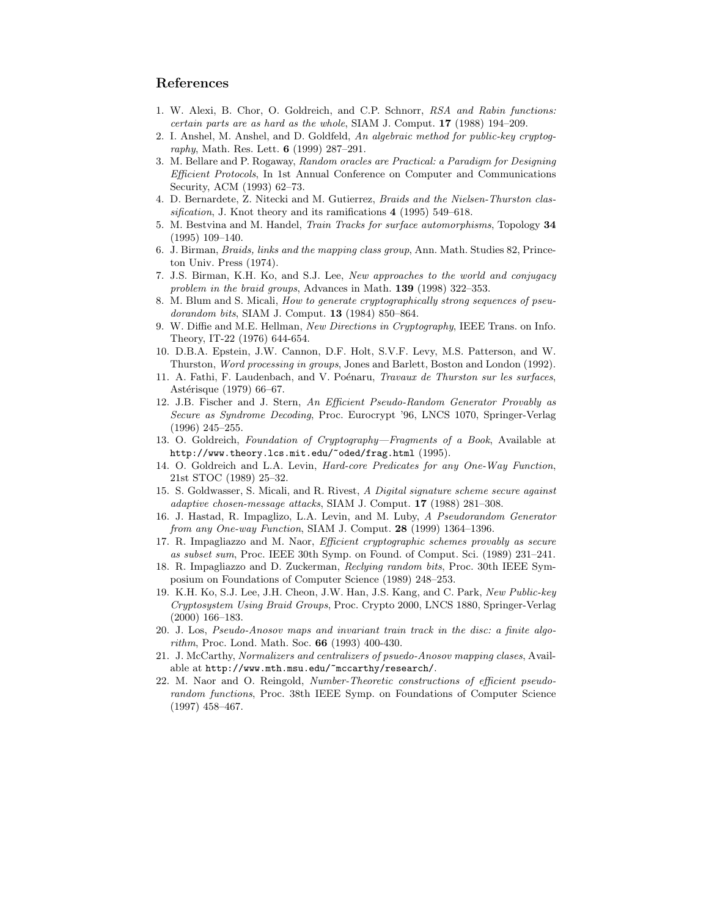## References

1. W. Alexi, B. Chor, O. Goldreich, and C.P. Schnorr, *RSA and Rabin functions: certain parts are as hard as the whole*, SIAM J. Comput. **17** (1988) 194–209.
2. I. Anshel, M. Anshel, and D. Goldfeld, *An algebraic method for public-key cryptography*, Math. Res. Lett. **6** (1999) 287–291.
3. M. Bellare and P. Rogaway, *Random oracles are Practical: a Paradigm for Designing Efficient Protocols*, In 1st Annual Conference on Computer and Communications Security, ACM (1993) 62–73.
4. D. Bernardete, Z. Nitecki and M. Gutierrez, *Braids and the Nielsen-Thurston classification*, J. Knot theory and its ramifications **4** (1995) 549–618.
5. M. Bestvina and M. Handel, *Train Tracks for surface automorphisms*, Topology **34** (1995) 109–140.
6. J. Birman, *Braids, links and the mapping class group*, Ann. Math. Studies 82, Princeton Univ. Press (1974).
7. J.S. Birman, K.H. Ko, and S.J. Lee, *New approaches to the world and conjugacy problem in the braid groups*, Advances in Math. **139** (1998) 322–353.
8. M. Blum and S. Micali, *How to generate cryptographically strong sequences of pseudorandom bits*, SIAM J. Comput. **13** (1984) 850–864.
9. W. Diffie and M.E. Hellman, *New Directions in Cryptography*, IEEE Trans. on Info. Theory, IT-22 (1976) 644-654.
10. D.B.A. Epstein, J.W. Cannon, D.F. Holt, S.V.F. Levy, M.S. Patterson, and W. Thurston, *Word processing in groups*, Jones and Barlett, Boston and London (1992).
11. A. Fathi, F. Laudenbach, and V. Poénaru, *Travaux de Thurston sur les surfaces*, Astérisque (1979) 66–67.
12. J.B. Fischer and J. Stern, *An Efficient Pseudo-Random Generator Provably as Secure as Syndrome Decoding*, Proc. Eurocrypt '96, LNCS 1070, Springer-Verlag (1996) 245–255.
13. O. Goldreich, *Foundation of Cryptography—Fragments of a Book*, Available at `http://www.theory.lcs.mit.edu/~oded/frag.html` (1995).
14. O. Goldreich and L.A. Levin, *Hard-core Predicates for any One-Way Function*, 21st STOC (1989) 25–32.
15. S. Goldwasser, S. Micali, and R. Rivest, *A Digital signature scheme secure against adaptive chosen-message attacks*, SIAM J. Comput. **17** (1988) 281–308.
16. J. Hastad, R. Impaglizo, L.A. Levin, and M. Luby, *A Pseudorandom Generator from any One-way Function*, SIAM J. Comput. **28** (1999) 1364–1396.
17. R. Impagliazzo and M. Naor, *Efficient cryptographic schemes provably as secure as subset sum*, Proc. IEEE 30th Symp. on Found. of Comput. Sci. (1989) 231–241.
18. R. Impagliazzo and D. Zuckerman, *Reclying random bits*, Proc. 30th IEEE Symposium on Foundations of Computer Science (1989) 248–253.
19. K.H. Ko, S.J. Lee, J.H. Cheon, J.W. Han, J.S. Kang, and C. Park, *New Public-key Cryptosystem Using Braid Groups*, Proc. Crypto 2000, LNCS 1880, Springer-Verlag (2000) 166–183.
20. J. Los, *Pseudo-Anosov maps and invariant train track in the disc: a finite algorithm*, Proc. Lond. Math. Soc. **66** (1993) 400-430.
21. J. McCarthy, *Normalizers and centralizers of psuedo-Anosov mapping clases*, Available at `http://www.mth.msu.edu/~mccarthy/research/`.
22. M. Naor and O. Reingold, *Number-Theoretic constructions of efficient pseudo-random functions*, Proc. 38th IEEE Symp. on Foundations of Computer Science (1997) 458–467.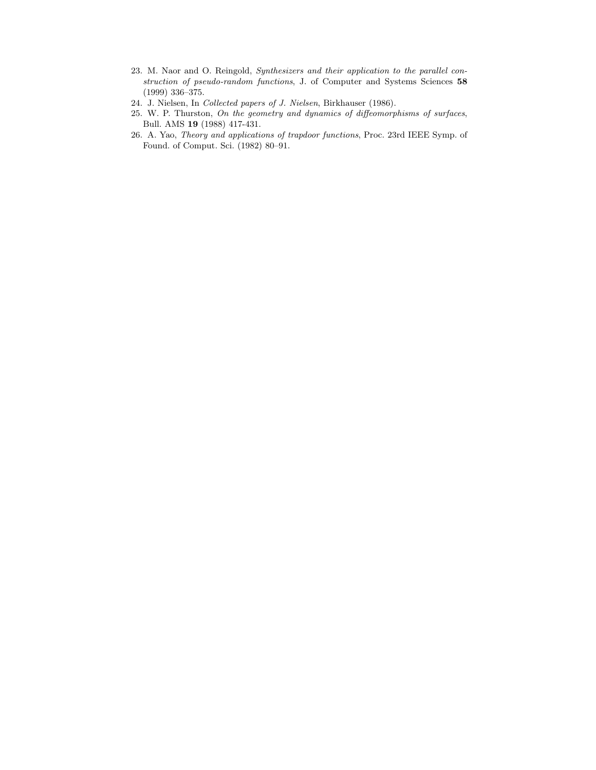23. M. Naor and O. Reingold, *Synthesizers and their application to the parallel construction of pseudo-random functions*, J. of Computer and Systems Sciences **58** (1999) 336–375.
24. J. Nielsen, In *Collected papers of J. Nielsen*, Birkhauser (1986).
25. W. P. Thurston, *On the geometry and dynamics of diffeomorphisms of surfaces*, Bull. AMS **19** (1988) 417-431.
26. A. Yao, *Theory and applications of trapdoor functions*, Proc. 23rd IEEE Symp. of Found. of Comput. Sci. (1982) 80–91.